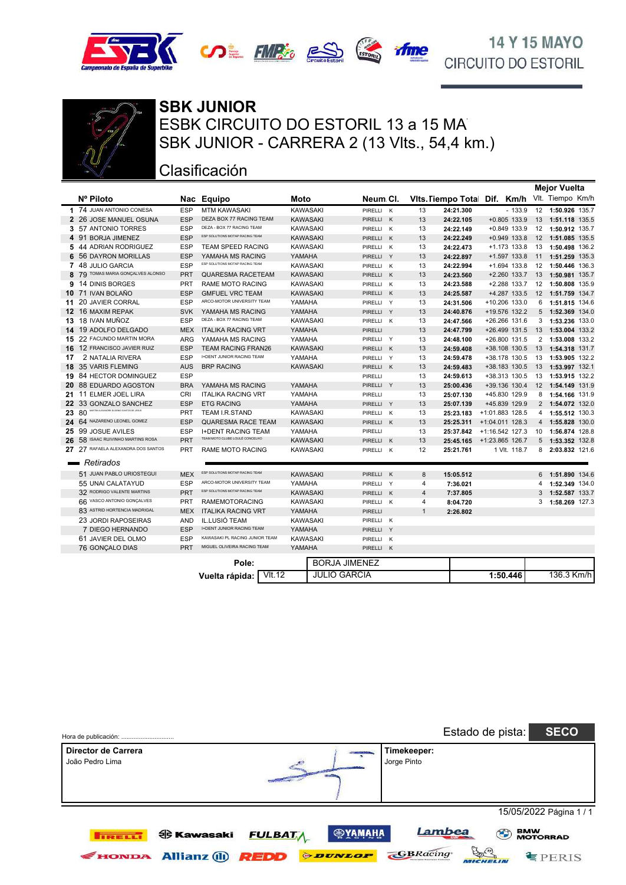14 Y 15 MAYO
CIRCUITO DO ESTORIL

# SBK JUNIOR

## ESBK CIRCUITO DO ESTORIL 13 a 15 MA

## SBK JUNIOR - CARRERA 2 (13 Vlts., 54,4 km.)

## Clasificación

| | Nº | Piloto | Nac | Equipo | Moto | Neum. | Cl. | Vlts. | Tiempo Total | Dif. | Km/h | Mejor Vuelta Vlt. | Tiempo | Km/h |
|---|---|---|---|---|---|---|---|---|---|---|---|---|---|---|
| 1 | 74 | JUAN ANTONIO CONESA | ESP | MTM KAWASAKI | KAWASAKI | PIRELLI | K | 13 | 24:21.300 | - | 133.9 | 12 | 1:50.926 | 135.7 |
| 2 | 26 | JOSE MANUEL OSUNA | ESP | DEZA BOX 77 RACING TEAM | KAWASAKI | PIRELLI | K | 13 | 24:22.105 | +0.805 | 133.9 | 13 | 1:51.118 | 135.5 |
| 3 | 57 | ANTONIO TORRES | ESP | DEZA - BOX 77 RACING TEAM | KAWASAKI | PIRELLI | K | 13 | 24:22.149 | +0.849 | 133.9 | 12 | 1:50.912 | 135.7 |
| 4 | 91 | BORJA JIMENEZ | ESP | ESP SOLUTIONS MOTAP RACING TEAM | KAWASAKI | PIRELLI | K | 13 | 24:22.249 | +0.949 | 133.8 | 12 | 1:51.085 | 135.5 |
| 5 | 44 | ADRIAN RODRIGUEZ | ESP | TEAM SPEED RACING | KAWASAKI | PIRELLI | K | 13 | 24:22.473 | +1.173 | 133.8 | 13 | 1:50.498 | 136.2 |
| 6 | 56 | DAYRON MORILLAS | ESP | YAMAHA MS RACING | YAMAHA | PIRELLI | Y | 13 | 24:22.897 | +1.597 | 133.8 | 11 | 1:51.259 | 135.3 |
| 7 | 48 | JULIO GARCIA | ESP | ESP SOLUTIONS MOTAP RACING TEAM | KAWASAKI | PIRELLI | K | 13 | 24:22.994 | +1.694 | 133.8 | 12 | 1:50.446 | 136.3 |
| 8 | 79 | TOMAS MARIA GONÇALVES ALONSO | PRT | QUARESMA RACETEAM | KAWASAKI | PIRELLI | K | 13 | 24:23.560 | +2.260 | 133.7 | 13 | 1:50.981 | 135.7 |
| 9 | 14 | DINIS BORGES | PRT | RAME MOTO RACING | KAWASAKI | PIRELLI | K | 13 | 24:23.588 | +2.288 | 133.7 | 12 | 1:50.808 | 135.9 |
| 10 | 71 | IVAN BOLAÑO | ESP | GMFUEL VRC TEAM | KAWASAKI | PIRELLI | K | 13 | 24:25.587 | +4.287 | 133.5 | 12 | 1:51.759 | 134.7 |
| 11 | 20 | JAVIER CORRAL | ESP | ARCO-MOTOR UNIVERSITY TEAM | YAMAHA | PIRELLI | Y | 13 | 24:31.506 | +10.206 | 133.0 | 6 | 1:51.815 | 134.6 |
| 12 | 16 | MAXIM REPAK | SVK | YAMAHA MS RACING | YAMAHA | PIRELLI | Y | 13 | 24:40.876 | +19.576 | 132.2 | 5 | 1:52.369 | 134.0 |
| 13 | 18 | IVAN MUÑOZ | ESP | DEZA - BOX 77 RACING TEAM | KAWASAKI | PIRELLI | K | 13 | 24:47.566 | +26.266 | 131.6 | 3 | 1:53.236 | 133.0 |
| 14 | 19 | ADOLFO DELGADO | MEX | ITALIKA RACING VRT | YAMAHA | PIRELLI | | 13 | 24:47.799 | +26.499 | 131.5 | 13 | 1:53.004 | 133.2 |
| 15 | 22 | FACUNDO MARTIN MORA | ARG | YAMAHA MS RACING | YAMAHA | PIRELLI | Y | 13 | 24:48.100 | +26.800 | 131.5 | 2 | 1:53.008 | 133.2 |
| 16 | 12 | FRANCISCO JAVIER RUIZ | ESP | TEAM RACING FRAN26 | KAWASAKI | PIRELLI | K | 13 | 24:59.408 | +38.108 | 130.5 | 13 | 1:54.318 | 131.7 |
| 17 | 2 | NATALIA RIVERA | ESP | I+DENT JUNIOR RACING TEAM | YAMAHA | PIRELLI | Y | 13 | 24:59.478 | +38.178 | 130.5 | 13 | 1:53.905 | 132.2 |
| 18 | 35 | VARIS FLEMING | AUS | BRP RACING | KAWASAKI | PIRELLI | K | 13 | 24:59.483 | +38.183 | 130.5 | 13 | 1:53.997 | 132.1 |
| 19 | 84 | HECTOR DOMINGUEZ | ESP | | | PIRELLI | | 13 | 24:59.613 | +38.313 | 130.5 | 13 | 1:53.915 | 132.2 |
| 20 | 88 | EDUARDO AGOSTON | BRA | YAMAHA MS RACING | YAMAHA | PIRELLI | Y | 13 | 25:00.436 | +39.136 | 130.4 | 12 | 1:54.149 | 131.9 |
| 21 | 11 | ELMER JOEL LIRA | CRI | ITALIKA RACING VRT | YAMAHA | PIRELLI | | 13 | 25:07.130 | +45.830 | 129.9 | 8 | 1:54.166 | 131.9 |
| 22 | 33 | GONZALO SANCHEZ | ESP | ETG RACING | YAMAHA | PIRELLI | Y | 13 | 25:07.139 | +45.839 | 129.9 | 2 | 1:54.072 | 132.0 |
| 23 | 80 | MARTIM ALEXANDRE EUSEBIO SANTOS DE JESUS | PRT | TEAM I.R.STAND | KAWASAKI | PIRELLI | K | 13 | 25:23.183 | +1:01.883 | 128.5 | 4 | 1:55.512 | 130.3 |
| 24 | 64 | NAZARENO LEONEL GOMEZ | ESP | QUARESMA RACE TEAM | KAWASAKI | PIRELLI | K | 13 | 25:25.311 | +1:04.011 | 128.3 | 4 | 1:55.828 | 130.0 |
| 25 | 99 | JOSUE AVILES | ESP | I+DENT RACING TEAM | YAMAHA | PIRELLI | | 13 | 25:37.842 | +1:16.542 | 127.3 | 10 | 1:56.874 | 128.8 |
| 26 | 58 | ISAAC RUIVINHO MARTINS ROSA | PRT | TEAM MOTO CLUBE LOULÉ CONCELHO | KAWASAKI | PIRELLI | K | 13 | 25:45.165 | +1:23.865 | 126.7 | 5 | 1:53.352 | 132.8 |
| 27 | 27 | RAFAELA ALEXANDRA DOS SANTOS | PRT | RAME MOTO RACING | KAWASAKI | PIRELLI | K | 12 | 25:21.761 | 1 Vlt. | 118.7 | 8 | 2:03.832 | 121.6 |
| | | *Retirados* | | | | | | | | | | | | |
| | 51 | JUAN PABLO URIOSTEGUI | MEX | ESP SOLUTIONS MOTAP RACING TEAM | KAWASAKI | PIRELLI | K | 8 | 15:05.512 | | | 6 | 1:51.890 | 134.6 |
| | 55 | UNAI CALATAYUD | ESP | ARCO-MOTOR UNIVERSITY TEAM | YAMAHA | PIRELLI | Y | 4 | 7:36.021 | | | 4 | 1:52.349 | 134.0 |
| | 32 | RODRIGO VALENTE MARTINS | PRT | ESP SOLUTIONS MOTAP RACING TEAM | KAWASAKI | PIRELLI | K | 4 | 7:37.805 | | | 3 | 1:52.587 | 133.7 |
| | 66 | VASCO ANTONIO GONÇALVES | PRT | RAMEMOTORACING | KAWASAKI | PIRELLI | K | 4 | 8:04.720 | | | 3 | 1:58.269 | 127.3 |
| | 83 | ASTRID HORTENCIA MADRIGAL | MEX | ITALIKA RACING VRT | YAMAHA | PIRELLI | | 1 | 2:26.802 | | | | | |
| | 23 | JORDI RAPOSEIRAS | AND | IL.LUSIÓ TEAM | KAWASAKI | PIRELLI | K | | | | | | | |
| | 7 | DIEGO HERNANDO | ESP | I+DENT JUNIOR RACING TEAM | YAMAHA | PIRELLI | Y | | | | | | | |
| | 61 | JAVIER DEL OLMO | ESP | KAWASAKI PL RACING JUNIOR TEAM | KAWASAKI | PIRELLI | K | | | | | | | |
| | 76 | GONÇALO DIAS | PRT | MIGUEL OLIVEIRA RACING TEAM | YAMAHA | PIRELLI | K | | | | | | | |

| | | | | |
|---|---|---|---|---|
| **Pole:** | | BORJA JIMENEZ | | |
| **Vuelta rápida:** | Vlt.12 | JULIO GARCIA | 1:50.446 | 136.3 Km/h |

Hora de publicación: .............................

Estado de pista: **SECO**

| **Director de Carrera** | **Timekeeper:** |
|---|---|
| João Pedro Lima | Jorge Pinto |

15/05/2022 Página 1 / 1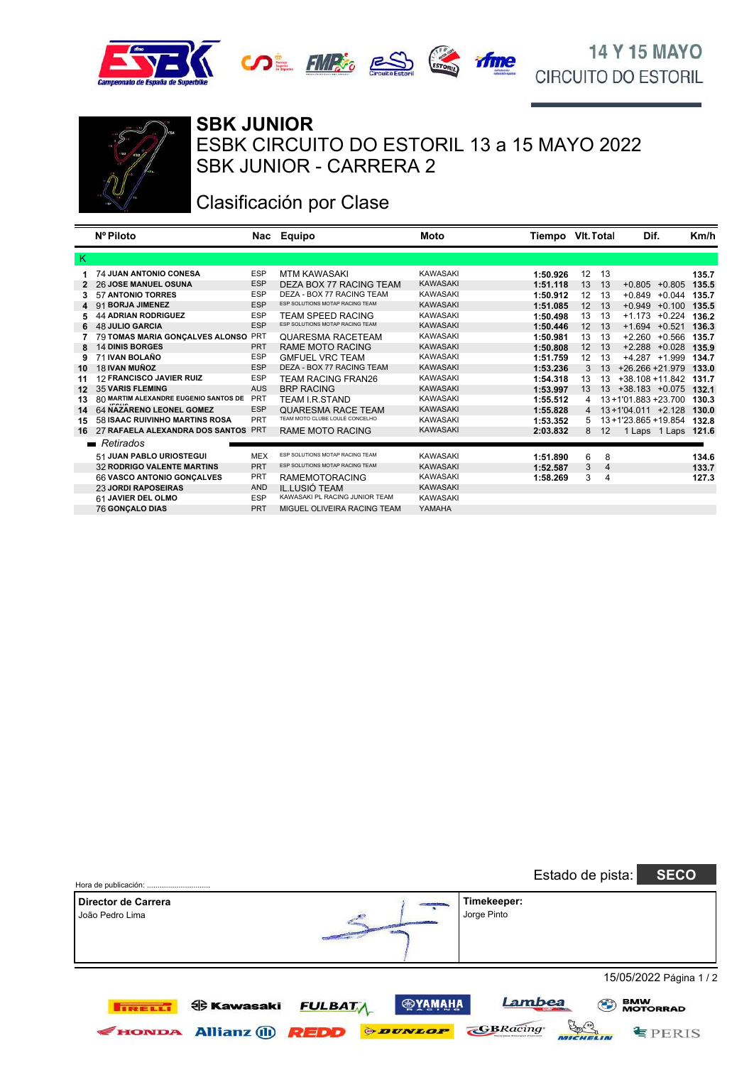14 Y 15 MAYO
CIRCUITO DO ESTORIL

# SBK JUNIOR

## ESBK CIRCUITO DO ESTORIL 13 a 15 MAYO 2022

## SBK JUNIOR - CARRERA 2

## Clasificación por Clase

| | Nº | Piloto | Nac | Equipo | Moto | Tiempo | Vlt. | Total | Dif. | | Km/h |
|---|---|---|---|---|---|---|---|---|---|---|---|
| K | | | | | | | | | | | |
| 1 | 74 | JUAN ANTONIO CONESA | ESP | MTM KAWASAKI | KAWASAKI | 1:50.926 | 12 | 13 | | | 135.7 |
| 2 | 26 | JOSE MANUEL OSUNA | ESP | DEZA BOX 77 RACING TEAM | KAWASAKI | 1:51.118 | 13 | 13 | +0.805 | +0.805 | 135.5 |
| 3 | 57 | ANTONIO TORRES | ESP | DEZA - BOX 77 RACING TEAM | KAWASAKI | 1:50.912 | 12 | 13 | +0.849 | +0.044 | 135.7 |
| 4 | 91 | BORJA JIMENEZ | ESP | ESP SOLUTIONS MOTAP RACING TEAM | KAWASAKI | 1:51.085 | 12 | 13 | +0.949 | +0.100 | 135.5 |
| 5 | 44 | ADRIAN RODRIGUEZ | ESP | TEAM SPEED RACING | KAWASAKI | 1:50.498 | 13 | 13 | +1.173 | +0.224 | 136.2 |
| 6 | 48 | JULIO GARCIA | ESP | ESP SOLUTIONS MOTAP RACING TEAM | KAWASAKI | 1:50.446 | 12 | 13 | +1.694 | +0.521 | 136.3 |
| 7 | 79 | TOMAS MARIA GONÇALVES ALONSO | PRT | QUARESMA RACETEAM | KAWASAKI | 1:50.981 | 13 | 13 | +2.260 | +0.566 | 135.7 |
| 8 | 14 | DINIS BORGES | PRT | RAME MOTO RACING | KAWASAKI | 1:50.808 | 12 | 13 | +2.288 | +0.028 | 135.9 |
| 9 | 71 | IVAN BOLAÑO | ESP | GMFUEL VRC TEAM | KAWASAKI | 1:51.759 | 12 | 13 | +4.287 | +1.999 | 134.7 |
| 10 | 18 | IVAN MUÑOZ | ESP | DEZA - BOX 77 RACING TEAM | KAWASAKI | 1:53.236 | 3 | 13 | +26.266 | +21.979 | 133.0 |
| 11 | 12 | FRANCISCO JAVIER RUIZ | ESP | TEAM RACING FRAN26 | KAWASAKI | 1:54.318 | 13 | 13 | +38.108 | +11.842 | 131.7 |
| 12 | 35 | VARIS FLEMING | AUS | BRP RACING | KAWASAKI | 1:53.997 | 13 | 13 | +38.183 | +0.075 | 132.1 |
| 13 | 80 | MARTIM ALEXANDRE EUGENIO SANTOS DE JESUS | PRT | TEAM I.R.STAND | KAWASAKI | 1:55.512 | 4 | 13 | +1'01.883 | +23.700 | 130.3 |
| 14 | 64 | NAZARENO LEONEL GOMEZ | ESP | QUARESMA RACE TEAM | KAWASAKI | 1:55.828 | 4 | 13 | +1'04.011 | +2.128 | 130.0 |
| 15 | 58 | ISAAC RUIVINHO MARTINS ROSA | PRT | TEAM MOTO CLUBE LOULÉ CONCELHO | KAWASAKI | 1:53.352 | 5 | 13 | +1'23.865 | +19.854 | 132.8 |
| 16 | 27 | RAFAELA ALEXANDRA DOS SANTOS | PRT | RAME MOTO RACING | KAWASAKI | 2:03.832 | 8 | 12 | 1 Laps | 1 Laps | 121.6 |
| | | *Retirados* | | | | | | | | | |
| | 51 | JUAN PABLO URIOSTEGUI | MEX | ESP SOLUTIONS MOTAP RACING TEAM | KAWASAKI | 1:51.890 | 6 | 8 | | | 134.6 |
| | 32 | RODRIGO VALENTE MARTINS | PRT | ESP SOLUTIONS MOTAP RACING TEAM | KAWASAKI | 1:52.587 | 3 | 4 | | | 133.7 |
| | 66 | VASCO ANTONIO GONÇALVES | PRT | RAMEMOTORACING | KAWASAKI | 1:58.269 | 3 | 4 | | | 127.3 |
| | 23 | JORDI RAPOSEIRAS | AND | IL.LUSIÓ TEAM | KAWASAKI | | | | | | |
| | 61 | JAVIER DEL OLMO | ESP | KAWASAKI PL RACING JUNIOR TEAM | KAWASAKI | | | | | | |
| | 76 | GONÇALO DIAS | PRT | MIGUEL OLIVEIRA RACING TEAM | YAMAHA | | | | | | |

Hora de publicación: ..............................

Estado de pista: **SECO**

| **Director de Carrera** | **Timekeeper:** |
|---|---|
| João Pedro Lima | Jorge Pinto |

15/05/2022 Página 1 / 2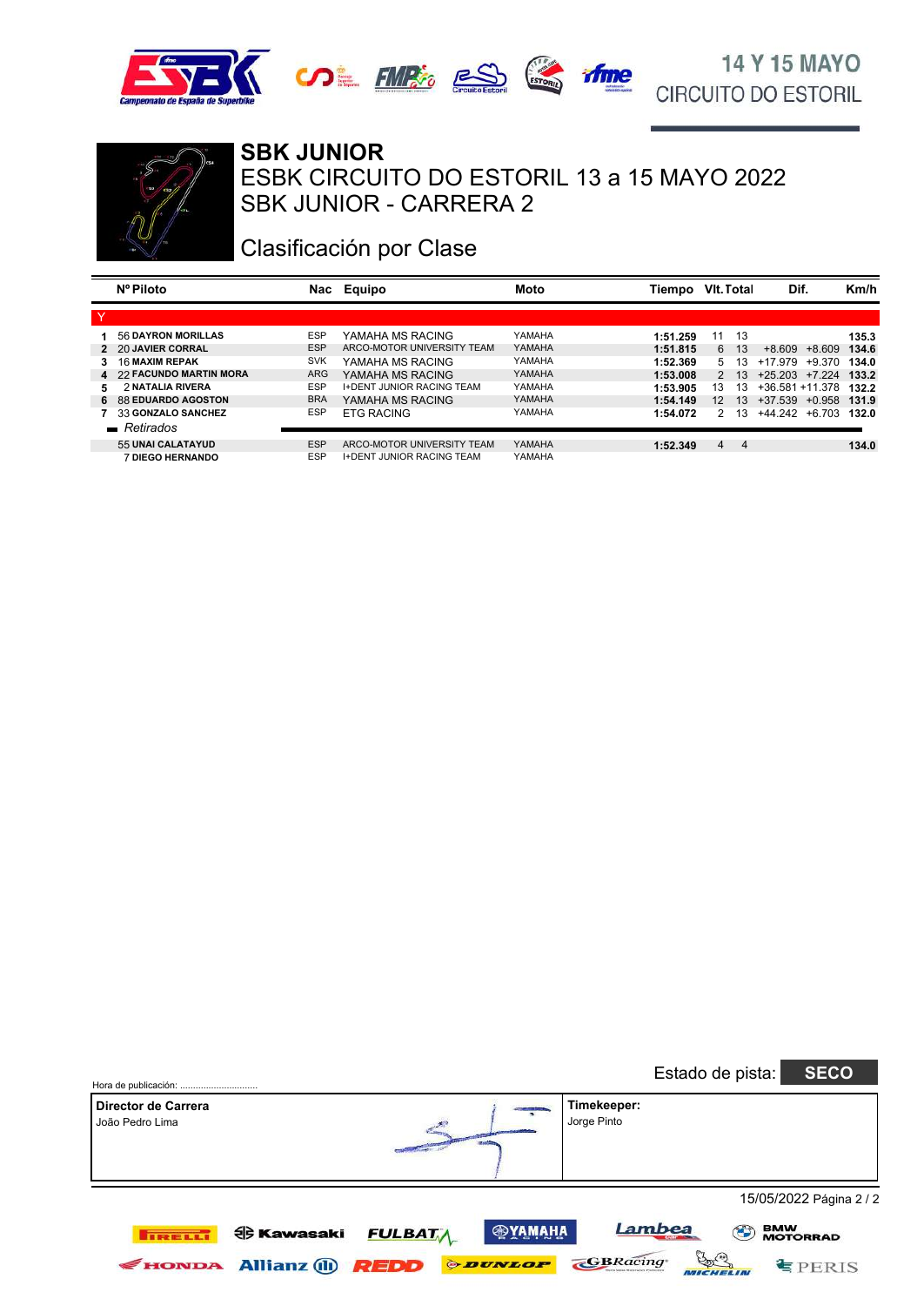# SBK JUNIOR

## ESBK CIRCUITO DO ESTORIL 13 a 15 MAYO 2022

## SBK JUNIOR - CARRERA 2

## Clasificación por Clase

| | Nº | Piloto | Nac | Equipo | Moto | Tiempo | Vlt. | Total | Dif. | | Km/h |
|---|---|---|---|---|---|---|---|---|---|---|---|
| **Y** | | | | | | | | | | | |
| 1 | 56 | **DAYRON MORILLAS** | ESP | YAMAHA MS RACING | YAMAHA | **1:51.259** | 11 | 13 | | | **135.3** |
| 2 | 20 | **JAVIER CORRAL** | ESP | ARCO-MOTOR UNIVERSITY TEAM | YAMAHA | **1:51.815** | 6 | 13 | +8.609 | +8.609 | **134.6** |
| 3 | 16 | **MAXIM REPAK** | SVK | YAMAHA MS RACING | YAMAHA | **1:52.369** | 5 | 13 | +17.979 | +9.370 | **134.0** |
| 4 | 22 | **FACUNDO MARTIN MORA** | ARG | YAMAHA MS RACING | YAMAHA | **1:53.008** | 2 | 13 | +25.203 | +7.224 | **133.2** |
| 5 | 2 | **NATALIA RIVERA** | ESP | I+DENT JUNIOR RACING TEAM | YAMAHA | **1:53.905** | 13 | 13 | +36.581 | +11.378 | **132.2** |
| 6 | 88 | **EDUARDO AGOSTON** | BRA | YAMAHA MS RACING | YAMAHA | **1:54.149** | 12 | 13 | +37.539 | +0.958 | **131.9** |
| 7 | 33 | **GONZALO SANCHEZ** | ESP | ETG RACING | YAMAHA | **1:54.072** | 2 | 13 | +44.242 | +6.703 | **132.0** |
| *Retirados* | | | | | | | | | | | |
| | 55 | **UNAI CALATAYUD** | ESP | ARCO-MOTOR UNIVERSITY TEAM | YAMAHA | **1:52.349** | 4 | 4 | | | **134.0** |
| | 7 | **DIEGO HERNANDO** | ESP | I+DENT JUNIOR RACING TEAM | YAMAHA | | | | | | |

Estado de pista: **SECO**

Hora de publicación: ..............................

| Director de Carrera | Timekeeper: |
|---|---|
| João Pedro Lima | Jorge Pinto |

15/05/2022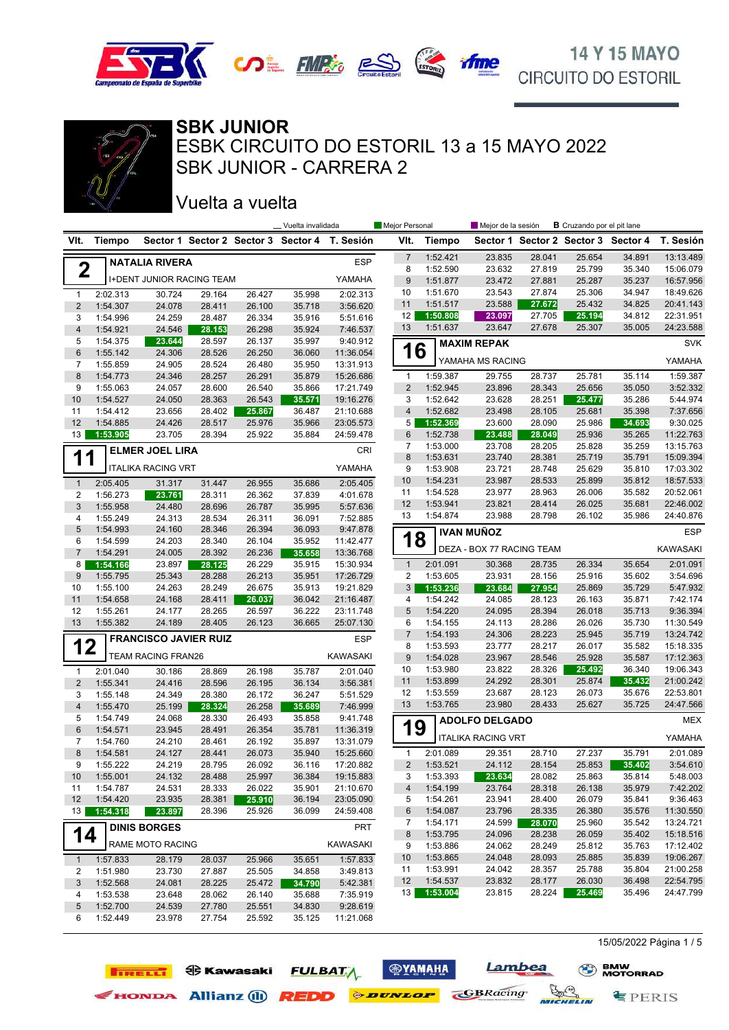14 Y 15 MAYO
CIRCUITO DO ESTORIL

# SBK JUNIOR
## ESBK CIRCUITO DO ESTORIL 13 a 15 MAYO 2022
## SBK JUNIOR - CARRERA 2

### Vuelta a vuelta

_ Vuelta invalidada | Mejor Personal | Mejor de la sesión | B Cruzando por el pit lane

**2 — NATALIA RIVERA** — ESP — I+DENT JUNIOR RACING TEAM — YAMAHA

| Vlt. | Tiempo | Sector 1 | Sector 2 | Sector 3 | Sector 4 | T. Sesión |
|---|---|---|---|---|---|---|
| 1 | 2:02.313 | 30.724 | 29.164 | 26.427 | 35.998 | 2:02.313 |
| 2 | 1:54.307 | 24.078 | 28.411 | 26.100 | 35.718 | 3:56.620 |
| 3 | 1:54.996 | 24.259 | 28.487 | 26.334 | 35.916 | 5:51.616 |
| 4 | 1:54.921 | 24.546 | 28.153 | 26.298 | 35.924 | 7:46.537 |
| 5 | 1:54.375 | 23.644 | 28.597 | 26.137 | 35.997 | 9:40.912 |
| 6 | 1:55.142 | 24.306 | 28.526 | 26.250 | 36.060 | 11:36.054 |
| 7 | 1:55.859 | 24.905 | 28.524 | 26.480 | 35.950 | 13:31.913 |
| 8 | 1:54.773 | 24.346 | 28.257 | 26.291 | 35.879 | 15:26.686 |
| 9 | 1:55.063 | 24.057 | 28.600 | 26.540 | 35.866 | 17:21.749 |
| 10 | 1:54.527 | 24.050 | 28.363 | 26.543 | 35.571 | 19:16.276 |
| 11 | 1:54.412 | 23.656 | 28.402 | 25.867 | 36.487 | 21:10.688 |
| 12 | 1:54.885 | 24.426 | 28.517 | 25.976 | 35.966 | 23:05.573 |
| 13 | 1:53.905 | 23.705 | 28.394 | 25.922 | 35.884 | 24:59.478 |

**11 — ELMER JOEL LIRA** — CRI — ITALIKA RACING VRT — YAMAHA

| Vlt. | Tiempo | Sector 1 | Sector 2 | Sector 3 | Sector 4 | T. Sesión |
|---|---|---|---|---|---|---|
| 1 | 2:05.405 | 31.317 | 31.447 | 26.955 | 35.686 | 2:05.405 |
| 2 | 1:56.273 | 23.761 | 28.311 | 26.362 | 37.839 | 4:01.678 |
| 3 | 1:55.958 | 24.480 | 28.696 | 26.787 | 35.995 | 5:57.636 |
| 4 | 1:55.249 | 24.313 | 28.534 | 26.311 | 36.091 | 7:52.885 |
| 5 | 1:54.993 | 24.160 | 28.346 | 26.394 | 36.093 | 9:47.878 |
| 6 | 1:54.599 | 24.203 | 28.340 | 26.104 | 35.952 | 11:42.477 |
| 7 | 1:54.291 | 24.005 | 28.392 | 26.236 | 35.658 | 13:36.768 |
| 8 | 1:54.166 | 23.897 | 28.125 | 26.229 | 35.915 | 15:30.934 |
| 9 | 1:55.795 | 25.343 | 28.288 | 26.213 | 35.951 | 17:26.729 |
| 10 | 1:55.100 | 24.263 | 28.249 | 26.675 | 35.913 | 19:21.829 |
| 11 | 1:54.658 | 24.168 | 28.411 | 26.037 | 36.042 | 21:16.487 |
| 12 | 1:55.261 | 24.177 | 28.265 | 26.597 | 36.222 | 23:11.748 |
| 13 | 1:55.382 | 24.189 | 28.405 | 26.123 | 36.665 | 25:07.130 |

**12 — FRANCISCO JAVIER RUIZ** — ESP — TEAM RACING FRAN26 — KAWASAKI

| Vlt. | Tiempo | Sector 1 | Sector 2 | Sector 3 | Sector 4 | T. Sesión |
|---|---|---|---|---|---|---|
| 1 | 2:01.040 | 30.186 | 28.869 | 26.198 | 35.787 | 2:01.040 |
| 2 | 1:55.341 | 24.416 | 28.596 | 26.195 | 36.134 | 3:56.381 |
| 3 | 1:55.148 | 24.349 | 28.380 | 26.172 | 36.247 | 5:51.529 |
| 4 | 1:55.470 | 25.199 | 28.324 | 26.258 | 35.689 | 7:46.999 |
| 5 | 1:54.749 | 24.068 | 28.330 | 26.493 | 35.858 | 9:41.748 |
| 6 | 1:54.571 | 23.945 | 28.491 | 26.354 | 35.781 | 11:36.319 |
| 7 | 1:54.760 | 24.210 | 28.461 | 26.192 | 35.897 | 13:31.079 |
| 8 | 1:54.581 | 24.127 | 28.441 | 26.073 | 35.940 | 15:25.660 |
| 9 | 1:55.222 | 24.219 | 28.795 | 26.092 | 36.116 | 17:20.882 |
| 10 | 1:55.001 | 24.132 | 28.488 | 25.997 | 36.384 | 19:15.883 |
| 11 | 1:54.787 | 24.531 | 28.333 | 26.022 | 35.901 | 21:10.670 |
| 12 | 1:54.420 | 23.935 | 28.381 | 25.910 | 36.194 | 23:05.090 |
| 13 | 1:54.318 | 23.897 | 28.396 | 25.926 | 36.099 | 24:59.408 |

**14 — DINIS BORGES** — PRT — RAME MOTO RACING — KAWASAKI

| Vlt. | Tiempo | Sector 1 | Sector 2 | Sector 3 | Sector 4 | T. Sesión |
|---|---|---|---|---|---|---|
| 1 | 1:57.833 | 28.179 | 28.037 | 25.966 | 35.651 | 1:57.833 |
| 2 | 1:51.980 | 23.730 | 27.887 | 25.505 | 34.858 | 3:49.813 |
| 3 | 1:52.568 | 24.081 | 28.225 | 25.472 | 34.790 | 5:42.381 |
| 4 | 1:53.538 | 23.648 | 28.062 | 26.140 | 35.688 | 7:35.919 |
| 5 | 1:52.700 | 24.539 | 27.780 | 25.551 | 34.830 | 9:28.619 |
| 6 | 1:52.449 | 23.978 | 27.754 | 25.592 | 35.125 | 11:21.068 |
| 7 | 1:52.421 | 23.835 | 28.041 | 25.654 | 34.891 | 13:13.489 |
| 8 | 1:52.590 | 23.632 | 27.819 | 25.799 | 35.340 | 15:06.079 |
| 9 | 1:51.877 | 23.472 | 27.881 | 25.287 | 35.237 | 16:57.956 |
| 10 | 1:51.670 | 23.543 | 27.874 | 25.306 | 34.947 | 18:49.626 |
| 11 | 1:51.517 | 23.588 | 27.672 | 25.432 | 34.825 | 20:41.143 |
| 12 | 1:50.808 | 23.097 | 27.705 | 25.194 | 34.812 | 22:31.951 |
| 13 | 1:51.637 | 23.647 | 27.678 | 25.307 | 35.005 | 24:23.588 |

**16 — MAXIM REPAK** — SVK — YAMAHA MS RACING — YAMAHA

| Vlt. | Tiempo | Sector 1 | Sector 2 | Sector 3 | Sector 4 | T. Sesión |
|---|---|---|---|---|---|---|
| 1 | 1:59.387 | 29.755 | 28.737 | 25.781 | 35.114 | 1:59.387 |
| 2 | 1:52.945 | 23.896 | 28.343 | 25.656 | 35.050 | 3:52.332 |
| 3 | 1:52.642 | 23.628 | 28.251 | 25.477 | 35.286 | 5:44.974 |
| 4 | 1:52.682 | 23.498 | 28.105 | 25.681 | 35.398 | 7:37.656 |
| 5 | 1:52.369 | 23.600 | 28.090 | 25.986 | 34.693 | 9:30.025 |
| 6 | 1:52.738 | 23.488 | 28.049 | 25.936 | 35.265 | 11:22.763 |
| 7 | 1:53.000 | 23.708 | 28.205 | 25.828 | 35.259 | 13:15.763 |
| 8 | 1:53.631 | 23.740 | 28.381 | 25.719 | 35.791 | 15:09.394 |
| 9 | 1:53.908 | 23.721 | 28.748 | 25.629 | 35.810 | 17:03.302 |
| 10 | 1:54.231 | 23.987 | 28.533 | 25.899 | 35.812 | 18:57.533 |
| 11 | 1:54.528 | 23.977 | 28.963 | 26.006 | 35.582 | 20:52.061 |
| 12 | 1:53.941 | 23.821 | 28.414 | 26.025 | 35.681 | 22:46.002 |
| 13 | 1:54.874 | 23.988 | 28.798 | 26.102 | 35.986 | 24:40.876 |

**18 — IVAN MUÑOZ** — ESP — DEZA - BOX 77 RACING TEAM — KAWASAKI

| Vlt. | Tiempo | Sector 1 | Sector 2 | Sector 3 | Sector 4 | T. Sesión |
|---|---|---|---|---|---|---|
| 1 | 2:01.091 | 30.368 | 28.735 | 26.334 | 35.654 | 2:01.091 |
| 2 | 1:53.605 | 23.931 | 28.156 | 25.916 | 35.602 | 3:54.696 |
| 3 | 1:53.236 | 23.684 | 27.954 | 25.869 | 35.729 | 5:47.932 |
| 4 | 1:54.242 | 24.085 | 28.123 | 26.163 | 35.871 | 7:42.174 |
| 5 | 1:54.220 | 24.095 | 28.394 | 26.018 | 35.713 | 9:36.394 |
| 6 | 1:54.155 | 24.113 | 28.286 | 26.026 | 35.730 | 11:30.549 |
| 7 | 1:54.193 | 24.306 | 28.223 | 25.945 | 35.719 | 13:24.742 |
| 8 | 1:53.593 | 23.777 | 28.217 | 26.017 | 35.582 | 15:18.335 |
| 9 | 1:54.028 | 23.967 | 28.546 | 25.928 | 35.587 | 17:12.363 |
| 10 | 1:53.980 | 23.822 | 28.326 | 25.492 | 36.340 | 19:06.343 |
| 11 | 1:53.899 | 24.292 | 28.301 | 25.874 | 35.432 | 21:00.242 |
| 12 | 1:53.559 | 23.687 | 28.123 | 26.073 | 35.676 | 22:53.801 |
| 13 | 1:53.765 | 23.980 | 28.433 | 25.627 | 35.725 | 24:47.566 |

**19 — ADOLFO DELGADO** — MEX — ITALIKA RACING VRT — YAMAHA

| Vlt. | Tiempo | Sector 1 | Sector 2 | Sector 3 | Sector 4 | T. Sesión |
|---|---|---|---|---|---|---|
| 1 | 2:01.089 | 29.351 | 28.710 | 27.237 | 35.791 | 2:01.089 |
| 2 | 1:53.521 | 24.112 | 28.154 | 25.853 | 35.402 | 3:54.610 |
| 3 | 1:53.393 | 23.634 | 28.082 | 25.863 | 35.814 | 5:48.003 |
| 4 | 1:54.199 | 23.764 | 28.318 | 26.138 | 35.979 | 7:42.202 |
| 5 | 1:54.261 | 23.941 | 28.400 | 26.079 | 35.841 | 9:36.463 |
| 6 | 1:54.087 | 23.796 | 28.335 | 26.380 | 35.576 | 11:30.550 |
| 7 | 1:54.171 | 24.599 | 28.070 | 25.960 | 35.542 | 13:24.721 |
| 8 | 1:53.795 | 24.096 | 28.238 | 26.059 | 35.402 | 15:18.516 |
| 9 | 1:53.886 | 24.062 | 28.249 | 25.812 | 35.763 | 17:12.402 |
| 10 | 1:53.865 | 24.048 | 28.093 | 25.885 | 35.839 | 19:06.267 |
| 11 | 1:53.991 | 24.042 | 28.357 | 25.788 | 35.804 | 21:00.258 |
| 12 | 1:54.537 | 23.832 | 28.177 | 26.030 | 36.498 | 22:54.795 |
| 13 | 1:53.004 | 23.815 | 28.224 | 25.469 | 35.496 | 24:47.799 |

15/05/2022 Página 1 / 5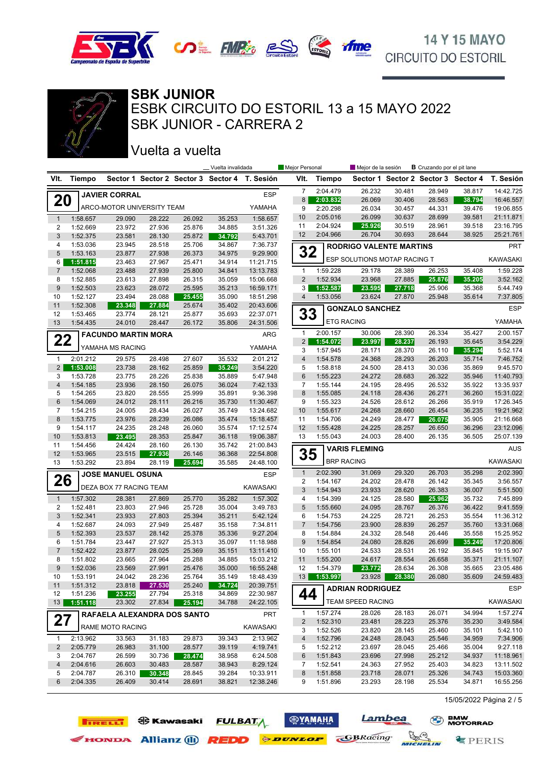# SBK JUNIOR

## ESBK CIRCUITO DO ESTORIL 13 a 15 MAYO 2022

## SBK JUNIOR - CARRERA 2

## Vuelta a vuelta

_ Vuelta invalidada | Mejor Personal | Mejor de la sesión | B Cruzando por el pit lane

### 20 JAVIER CORRAL — ESP — ARCO-MOTOR UNIVERSITY TEAM — YAMAHA

| Vlt. | Tiempo | Sector 1 | Sector 2 | Sector 3 | Sector 4 | T. Sesión |
|---|---|---|---|---|---|---|
| 1 | 1:58.657 | 29.090 | 28.222 | 26.092 | 35.253 | 1:58.657 |
| 2 | 1:52.669 | 23.972 | 27.936 | 25.876 | 34.885 | 3:51.326 |
| 3 | 1:52.375 | 23.581 | 28.130 | 25.872 | 34.792 | 5:43.701 |
| 4 | 1:53.036 | 23.945 | 28.518 | 25.706 | 34.867 | 7:36.737 |
| 5 | 1:53.163 | 23.877 | 27.938 | 26.373 | 34.975 | 9:29.900 |
| 6 | 1:51.815 | 23.463 | 27.967 | 25.471 | 34.914 | 11:21.715 |
| 7 | 1:52.068 | 23.488 | 27.939 | 25.800 | 34.841 | 13:13.783 |
| 8 | 1:52.885 | 23.613 | 27.898 | 26.315 | 35.059 | 15:06.668 |
| 9 | 1:52.503 | 23.623 | 28.072 | 25.595 | 35.213 | 16:59.171 |
| 10 | 1:52.127 | 23.494 | 28.088 | 25.455 | 35.090 | 18:51.298 |
| 11 | 1:52.308 | 23.348 | 27.884 | 25.674 | 35.402 | 20:43.606 |
| 12 | 1:53.465 | 23.774 | 28.121 | 25.877 | 35.693 | 22:37.071 |
| 13 | 1:54.435 | 24.010 | 28.447 | 26.172 | 35.806 | 24:31.506 |

### 22 FACUNDO MARTIN MORA — ARG — YAMAHA MS RACING — YAMAHA

| Vlt. | Tiempo | Sector 1 | Sector 2 | Sector 3 | Sector 4 | T. Sesión |
|---|---|---|---|---|---|---|
| 1 | 2:01.212 | 29.575 | 28.498 | 27.607 | 35.532 | 2:01.212 |
| 2 | 1:53.008 | 23.738 | 28.162 | 25.859 | 35.249 | 3:54.220 |
| 3 | 1:53.728 | 23.775 | 28.226 | 25.838 | 35.889 | 5:47.948 |
| 4 | 1:54.185 | 23.936 | 28.150 | 26.075 | 36.024 | 7:42.133 |
| 5 | 1:54.265 | 23.820 | 28.555 | 25.999 | 35.891 | 9:36.398 |
| 6 | 1:54.069 | 24.012 | 28.111 | 26.216 | 35.730 | 11:30.467 |
| 7 | 1:54.215 | 24.005 | 28.434 | 26.027 | 35.749 | 13:24.682 |
| 8 | 1:53.775 | 23.976 | 28.239 | 26.086 | 35.474 | 15:18.457 |
| 9 | 1:54.117 | 24.235 | 28.248 | 26.060 | 35.574 | 17:12.574 |
| 10 | 1:53.813 | 23.495 | 28.353 | 25.847 | 36.118 | 19:06.387 |
| 11 | 1:54.456 | 24.424 | 28.160 | 26.130 | 35.742 | 21:00.843 |
| 12 | 1:53.965 | 23.515 | 27.936 | 26.146 | 36.368 | 22:54.808 |
| 13 | 1:53.292 | 23.894 | 28.119 | 25.694 | 35.585 | 24:48.100 |

### 26 JOSE MANUEL OSUNA — ESP — DEZA BOX 77 RACING TEAM — KAWASAKI

| Vlt. | Tiempo | Sector 1 | Sector 2 | Sector 3 | Sector 4 | T. Sesión |
|---|---|---|---|---|---|---|
| 1 | 1:57.302 | 28.381 | 27.869 | 25.770 | 35.282 | 1:57.302 |
| 2 | 1:52.481 | 23.803 | 27.946 | 25.728 | 35.004 | 3:49.783 |
| 3 | 1:52.341 | 23.933 | 27.803 | 25.394 | 35.211 | 5:42.124 |
| 4 | 1:52.687 | 24.093 | 27.949 | 25.487 | 35.158 | 7:34.811 |
| 5 | 1:52.393 | 23.537 | 28.142 | 25.378 | 35.336 | 9:27.204 |
| 6 | 1:51.784 | 23.447 | 27.927 | 25.313 | 35.097 | 11:18.988 |
| 7 | 1:52.422 | 23.877 | 28.025 | 25.369 | 35.151 | 13:11.410 |
| 8 | 1:51.802 | 23.665 | 27.964 | 25.288 | 34.885 | 15:03.212 |
| 9 | 1:52.036 | 23.569 | 27.991 | 25.476 | 35.000 | 16:55.248 |
| 10 | 1:53.191 | 24.042 | 28.236 | 25.764 | 35.149 | 18:48.439 |
| 11 | 1:51.312 | 23.818 | 27.530 | 25.240 | 34.724 | 20:39.751 |
| 12 | 1:51.236 | 23.255 | 27.794 | 25.318 | 34.869 | 22:30.987 |
| 13 | 1:51.118 | 23.302 | 27.834 | 25.194 | 34.788 | 24:22.105 |

### 27 RAFAELA ALEXANDRA DOS SANTO — PRT — RAME MOTO RACING — KAWASAKI

| Vlt. | Tiempo | Sector 1 | Sector 2 | Sector 3 | Sector 4 | T. Sesión |
|---|---|---|---|---|---|---|
| 1 | 2:13.962 | 33.563 | 31.183 | 29.873 | 39.343 | 2:13.962 |
| 2 | 2:05.779 | 26.983 | 31.100 | 28.577 | 39.119 | 4:19.741 |
| 3 | 2:04.767 | 26.599 | 30.736 | 28.474 | 38.958 | 6:24.508 |
| 4 | 2:04.616 | 26.603 | 30.483 | 28.587 | 38.943 | 8:29.124 |
| 5 | 2:04.787 | 26.310 | 30.348 | 28.845 | 39.284 | 10:33.911 |
| 6 | 2:04.335 | 26.409 | 30.414 | 28.691 | 38.821 | 12:38.246 |
| 7 | 2:04.479 | 26.232 | 30.481 | 28.949 | 38.817 | 14:42.725 |
| 8 | 2:03.832 | 26.069 | 30.406 | 28.563 | 38.794 | 16:46.557 |
| 9 | 2:20.298 | 26.034 | 30.457 | 44.331 | 39.476 | 19:06.855 |
| 10 | 2:05.016 | 26.099 | 30.637 | 28.699 | 39.581 | 21:11.871 |
| 11 | 2:04.924 | 25.926 | 30.519 | 28.961 | 39.518 | 23:16.795 |
| 12 | 2:04.966 | 26.704 | 30.693 | 28.644 | 38.925 | 25:21.761 |

### 32 RODRIGO VALENTE MARTINS — PRT — ESP SOLUTIONS MOTAP RACING T — KAWASAKI

| Vlt. | Tiempo | Sector 1 | Sector 2 | Sector 3 | Sector 4 | T. Sesión |
|---|---|---|---|---|---|---|
| 1 | 1:59.228 | 29.178 | 28.389 | 26.253 | 35.408 | 1:59.228 |
| 2 | 1:52.934 | 23.968 | 27.885 | 25.876 | 35.205 | 3:52.162 |
| 3 | 1:52.587 | 23.595 | 27.718 | 25.906 | 35.368 | 5:44.749 |
| 4 | 1:53.056 | 23.624 | 27.870 | 25.948 | 35.614 | 7:37.805 |

### 33 GONZALO SANCHEZ — ESP — ETG RACING — YAMAHA

| Vlt. | Tiempo | Sector 1 | Sector 2 | Sector 3 | Sector 4 | T. Sesión |
|---|---|---|---|---|---|---|
| 1 | 2:00.157 | 30.006 | 28.390 | 26.334 | 35.427 | 2:00.157 |
| 2 | 1:54.072 | 23.997 | 28.237 | 26.193 | 35.645 | 3:54.229 |
| 3 | 1:57.945 | 28.171 | 28.370 | 26.110 | 35.294 | 5:52.174 |
| 4 | 1:54.578 | 24.368 | 28.293 | 26.203 | 35.714 | 7:46.752 |
| 5 | 1:58.818 | 24.500 | 28.413 | 30.036 | 35.869 | 9:45.570 |
| 6 | 1:55.223 | 24.272 | 28.683 | 26.322 | 35.946 | 11:40.793 |
| 7 | 1:55.144 | 24.195 | 28.495 | 26.532 | 35.922 | 13:35.937 |
| 8 | 1:55.085 | 24.118 | 28.436 | 26.271 | 36.260 | 15:31.022 |
| 9 | 1:55.323 | 24.526 | 28.612 | 26.266 | 35.919 | 17:26.345 |
| 10 | 1:55.617 | 24.268 | 28.660 | 26.454 | 36.235 | 19:21.962 |
| 11 | 1:54.706 | 24.249 | 28.477 | 26.075 | 35.905 | 21:16.668 |
| 12 | 1:55.428 | 24.225 | 28.257 | 26.650 | 36.296 | 23:12.096 |
| 13 | 1:55.043 | 24.003 | 28.400 | 26.135 | 36.505 | 25:07.139 |

### 35 VARIS FLEMING — AUS — BRP RACING — KAWASAKI

| Vlt. | Tiempo | Sector 1 | Sector 2 | Sector 3 | Sector 4 | T. Sesión |
|---|---|---|---|---|---|---|
| 1 | 2:02.390 | 31.069 | 29.320 | 26.703 | 35.298 | 2:02.390 |
| 2 | 1:54.167 | 24.202 | 28.478 | 26.142 | 35.345 | 3:56.557 |
| 3 | 1:54.943 | 23.933 | 28.620 | 26.383 | 36.007 | 5:51.500 |
| 4 | 1:54.399 | 24.125 | 28.580 | 25.962 | 35.732 | 7:45.899 |
| 5 | 1:55.660 | 24.095 | 28.767 | 26.376 | 36.422 | 9:41.559 |
| 6 | 1:54.753 | 24.225 | 28.721 | 26.253 | 35.554 | 11:36.312 |
| 7 | 1:54.756 | 23.900 | 28.839 | 26.257 | 35.760 | 13:31.068 |
| 8 | 1:54.884 | 24.332 | 28.548 | 26.446 | 35.558 | 15:25.952 |
| 9 | 1:54.854 | 24.080 | 28.826 | 26.699 | 35.249 | 17:20.806 |
| 10 | 1:55.101 | 24.533 | 28.531 | 26.192 | 35.845 | 19:15.907 |
| 11 | 1:55.200 | 24.617 | 28.554 | 26.658 | 35.371 | 21:11.107 |
| 12 | 1:54.379 | 23.772 | 28.634 | 26.308 | 35.665 | 23:05.486 |
| 13 | 1:53.997 | 23.928 | 28.380 | 26.080 | 35.609 | 24:59.483 |

### 44 ADRIAN RODRIGUEZ — ESP — TEAM SPEED RACING — KAWASAKI

| Vlt. | Tiempo | Sector 1 | Sector 2 | Sector 3 | Sector 4 | T. Sesión |
|---|---|---|---|---|---|---|
| 1 | 1:57.274 | 28.026 | 28.183 | 26.071 | 34.994 | 1:57.274 |
| 2 | 1:52.310 | 23.481 | 28.223 | 25.376 | 35.230 | 3:49.584 |
| 3 | 1:52.526 | 23.820 | 28.145 | 25.460 | 35.101 | 5:42.110 |
| 4 | 1:52.796 | 24.248 | 28.043 | 25.546 | 34.959 | 7:34.906 |
| 5 | 1:52.212 | 23.697 | 28.045 | 25.466 | 35.004 | 9:27.118 |
| 6 | 1:51.843 | 23.696 | 27.998 | 25.212 | 34.937 | 11:18.961 |
| 7 | 1:52.541 | 24.363 | 27.952 | 25.403 | 34.823 | 13:11.502 |
| 8 | 1:51.858 | 23.718 | 28.071 | 25.326 | 34.743 | 15:03.360 |
| 9 | 1:51.896 | 23.293 | 28.198 | 25.534 | 34.871 | 16:55.256 |

15/05/2022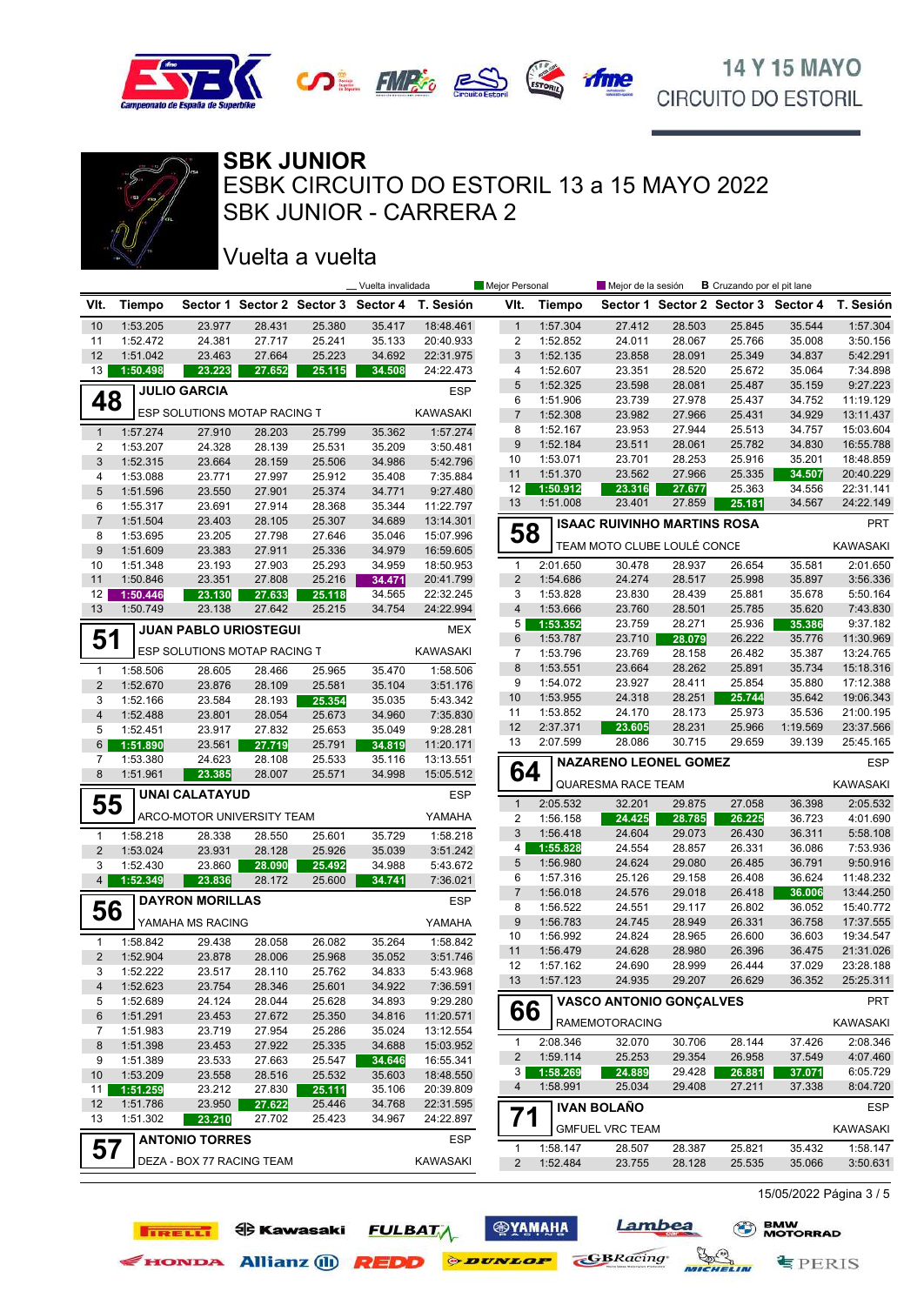14 Y 15 MAYO
CIRCUITO DO ESTORIL

# SBK JUNIOR

## ESBK CIRCUITO DO ESTORIL 13 a 15 MAYO 2022

## SBK JUNIOR - CARRERA 2

### Vuelta a vuelta

_ Vuelta invalidada | Mejor Personal | Mejor de la sesión | **B** Cruzando por el pit lane

| Vlt. | Tiempo | Sector 1 | Sector 2 | Sector 3 | Sector 4 | T. Sesión |
|---|---|---|---|---|---|---|
| 10 | 1:53.205 | 23.977 | 28.431 | 25.380 | 35.417 | 18:48.461 |
| 11 | 1:52.472 | 24.381 | 27.717 | 25.241 | 35.133 | 20:40.933 |
| 12 | 1:51.042 | 23.463 | 27.664 | 25.223 | 34.692 | 22:31.975 |
| 13 | 1:50.498 | 23.223 | 27.652 | 25.115 | 34.508 | 24:22.473 |

**48 JULIO GARCIA** — ESP
ESP SOLUTIONS MOTAP RACING T — KAWASAKI

| Vlt. | Tiempo | Sector 1 | Sector 2 | Sector 3 | Sector 4 | T. Sesión |
|---|---|---|---|---|---|---|
| 1 | 1:57.274 | 27.910 | 28.203 | 25.799 | 35.362 | 1:57.274 |
| 2 | 1:53.207 | 24.328 | 28.139 | 25.531 | 35.209 | 3:50.481 |
| 3 | 1:52.315 | 23.664 | 28.159 | 25.506 | 34.986 | 5:42.796 |
| 4 | 1:53.088 | 23.771 | 27.997 | 25.912 | 35.408 | 7:35.884 |
| 5 | 1:51.596 | 23.550 | 27.901 | 25.374 | 34.771 | 9:27.480 |
| 6 | 1:55.317 | 23.691 | 27.914 | 28.368 | 35.344 | 11:22.797 |
| 7 | 1:51.504 | 23.403 | 28.105 | 25.307 | 34.689 | 13:14.301 |
| 8 | 1:53.695 | 23.205 | 27.798 | 27.646 | 35.046 | 15:07.996 |
| 9 | 1:51.609 | 23.383 | 27.911 | 25.336 | 34.979 | 16:59.605 |
| 10 | 1:51.348 | 23.193 | 27.903 | 25.293 | 34.959 | 18:50.953 |
| 11 | 1:50.846 | 23.351 | 27.808 | 25.216 | 34.471 | 20:41.799 |
| 12 | 1:50.446 | 23.130 | 27.633 | 25.118 | 34.565 | 22:32.245 |
| 13 | 1:50.749 | 23.138 | 27.642 | 25.215 | 34.754 | 24:22.994 |

**51 JUAN PABLO URIOSTEGUI** — MEX
ESP SOLUTIONS MOTAP RACING T — KAWASAKI

| Vlt. | Tiempo | Sector 1 | Sector 2 | Sector 3 | Sector 4 | T. Sesión |
|---|---|---|---|---|---|---|
| 1 | 1:58.506 | 28.605 | 28.466 | 25.965 | 35.470 | 1:58.506 |
| 2 | 1:52.670 | 23.876 | 28.109 | 25.581 | 35.104 | 3:51.176 |
| 3 | 1:52.166 | 23.584 | 28.193 | 25.354 | 35.035 | 5:43.342 |
| 4 | 1:52.488 | 23.801 | 28.054 | 25.673 | 34.960 | 7:35.830 |
| 5 | 1:52.451 | 23.917 | 27.832 | 25.653 | 35.049 | 9:28.281 |
| 6 | 1:51.890 | 23.561 | 27.719 | 25.791 | 34.819 | 11:20.171 |
| 7 | 1:53.380 | 24.623 | 28.108 | 25.533 | 35.116 | 13:13.551 |
| 8 | 1:51.961 | 23.385 | 28.007 | 25.571 | 34.998 | 15:05.512 |

**55 UNAI CALATAYUD** — ESP
ARCO-MOTOR UNIVERSITY TEAM — YAMAHA

| Vlt. | Tiempo | Sector 1 | Sector 2 | Sector 3 | Sector 4 | T. Sesión |
|---|---|---|---|---|---|---|
| 1 | 1:58.218 | 28.338 | 28.550 | 25.601 | 35.729 | 1:58.218 |
| 2 | 1:53.024 | 23.931 | 28.128 | 25.926 | 35.039 | 3:51.242 |
| 3 | 1:52.430 | 23.860 | 28.090 | 25.492 | 34.988 | 5:43.672 |
| 4 | 1:52.349 | 23.836 | 28.172 | 25.600 | 34.741 | 7:36.021 |

**56 DAYRON MORILLAS** — ESP
YAMAHA MS RACING — YAMAHA

| Vlt. | Tiempo | Sector 1 | Sector 2 | Sector 3 | Sector 4 | T. Sesión |
|---|---|---|---|---|---|---|
| 1 | 1:58.842 | 29.438 | 28.058 | 26.082 | 35.264 | 1:58.842 |
| 2 | 1:52.904 | 23.878 | 28.006 | 25.968 | 35.052 | 3:51.746 |
| 3 | 1:52.222 | 23.517 | 28.110 | 25.762 | 34.833 | 5:43.968 |
| 4 | 1:52.623 | 23.754 | 28.346 | 25.601 | 34.922 | 7:36.591 |
| 5 | 1:52.689 | 24.124 | 28.044 | 25.628 | 34.893 | 9:29.280 |
| 6 | 1:51.291 | 23.453 | 27.672 | 25.350 | 34.816 | 11:20.571 |
| 7 | 1:51.983 | 23.719 | 27.954 | 25.286 | 35.024 | 13:12.554 |
| 8 | 1:51.398 | 23.453 | 27.922 | 25.335 | 34.688 | 15:03.952 |
| 9 | 1:51.389 | 23.533 | 27.663 | 25.547 | 34.646 | 16:55.341 |
| 10 | 1:53.209 | 23.558 | 28.516 | 25.532 | 35.603 | 18:48.550 |
| 11 | 1:51.259 | 23.212 | 27.830 | 25.111 | 35.106 | 20:39.809 |
| 12 | 1:51.786 | 23.950 | 27.622 | 25.446 | 34.768 | 22:31.595 |
| 13 | 1:51.302 | 23.210 | 27.702 | 25.423 | 34.967 | 24:22.897 |

**57 ANTONIO TORRES** — ESP
DEZA - BOX 77 RACING TEAM — KAWASAKI

| Vlt. | Tiempo | Sector 1 | Sector 2 | Sector 3 | Sector 4 | T. Sesión |
|---|---|---|---|---|---|---|
| 1 | 1:57.304 | 27.412 | 28.503 | 25.845 | 35.544 | 1:57.304 |
| 2 | 1:52.852 | 24.011 | 28.067 | 25.766 | 35.008 | 3:50.156 |
| 3 | 1:52.135 | 23.858 | 28.091 | 25.349 | 34.837 | 5:42.291 |
| 4 | 1:52.607 | 23.351 | 28.520 | 25.672 | 35.064 | 7:34.898 |
| 5 | 1:52.325 | 23.598 | 28.081 | 25.487 | 35.159 | 9:27.223 |
| 6 | 1:51.906 | 23.739 | 27.978 | 25.437 | 34.752 | 11:19.129 |
| 7 | 1:52.308 | 23.982 | 27.966 | 25.431 | 34.929 | 13:11.437 |
| 8 | 1:52.167 | 23.953 | 27.944 | 25.513 | 34.757 | 15:03.604 |
| 9 | 1:52.184 | 23.511 | 28.061 | 25.782 | 34.830 | 16:55.788 |
| 10 | 1:53.071 | 23.701 | 28.253 | 25.916 | 35.201 | 18:48.859 |
| 11 | 1:51.370 | 23.562 | 27.966 | 25.335 | 34.507 | 20:40.229 |
| 12 | 1:50.912 | 23.316 | 27.677 | 25.363 | 34.556 | 22:31.141 |
| 13 | 1:51.008 | 23.401 | 27.859 | 25.181 | 34.567 | 24:22.149 |

**58 ISAAC RUIVINHO MARTINS ROSA** — PRT
TEAM MOTO CLUBE LOULÉ CONCE — KAWASAKI

| Vlt. | Tiempo | Sector 1 | Sector 2 | Sector 3 | Sector 4 | T. Sesión |
|---|---|---|---|---|---|---|
| 1 | 2:01.650 | 30.478 | 28.937 | 26.654 | 35.581 | 2:01.650 |
| 2 | 1:54.686 | 24.274 | 28.517 | 25.998 | 35.897 | 3:56.336 |
| 3 | 1:53.828 | 23.830 | 28.439 | 25.881 | 35.678 | 5:50.164 |
| 4 | 1:53.666 | 23.760 | 28.501 | 25.785 | 35.620 | 7:43.830 |
| 5 | 1:53.352 | 23.759 | 28.271 | 25.936 | 35.386 | 9:37.182 |
| 6 | 1:53.787 | 23.710 | 28.079 | 26.222 | 35.776 | 11:30.969 |
| 7 | 1:53.796 | 23.769 | 28.158 | 26.482 | 35.387 | 13:24.765 |
| 8 | 1:53.551 | 23.664 | 28.262 | 25.891 | 35.734 | 15:18.316 |
| 9 | 1:54.072 | 23.927 | 28.411 | 25.854 | 35.880 | 17:12.388 |
| 10 | 1:53.955 | 24.318 | 28.251 | 25.744 | 35.642 | 19:06.343 |
| 11 | 1:53.852 | 24.170 | 28.173 | 25.973 | 35.536 | 21:00.195 |
| 12 | 2:37.371 | 23.605 | 28.231 | 25.966 | 1:19.569 | 23:37.566 |
| 13 | 2:07.599 | 28.086 | 30.715 | 29.659 | 39.139 | 25:45.165 |

**64 NAZARENO LEONEL GOMEZ** — ESP
QUARESMA RACE TEAM — KAWASAKI

| Vlt. | Tiempo | Sector 1 | Sector 2 | Sector 3 | Sector 4 | T. Sesión |
|---|---|---|---|---|---|---|
| 1 | 2:05.532 | 32.201 | 29.875 | 27.058 | 36.398 | 2:05.532 |
| 2 | 1:56.158 | 24.425 | 28.785 | 26.225 | 36.723 | 4:01.690 |
| 3 | 1:56.418 | 24.604 | 29.073 | 26.430 | 36.311 | 5:58.108 |
| 4 | 1:55.828 | 24.554 | 28.857 | 26.331 | 36.086 | 7:53.936 |
| 5 | 1:56.980 | 24.624 | 29.080 | 26.485 | 36.791 | 9:50.916 |
| 6 | 1:57.316 | 25.126 | 29.158 | 26.408 | 36.624 | 11:48.232 |
| 7 | 1:56.018 | 24.576 | 29.018 | 26.418 | 36.006 | 13:44.250 |
| 8 | 1:56.522 | 24.551 | 29.117 | 26.802 | 36.052 | 15:40.772 |
| 9 | 1:56.783 | 24.745 | 28.949 | 26.331 | 36.758 | 17:37.555 |
| 10 | 1:56.992 | 24.824 | 28.965 | 26.600 | 36.603 | 19:34.547 |
| 11 | 1:56.479 | 24.628 | 28.980 | 26.396 | 36.475 | 21:31.026 |
| 12 | 1:57.162 | 24.690 | 28.999 | 26.444 | 37.029 | 23:28.188 |
| 13 | 1:57.123 | 24.935 | 29.207 | 26.629 | 36.352 | 25:25.311 |

**66 VASCO ANTONIO GONÇALVES** — PRT
RAMEMOTORACING — KAWASAKI

| Vlt. | Tiempo | Sector 1 | Sector 2 | Sector 3 | Sector 4 | T. Sesión |
|---|---|---|---|---|---|---|
| 1 | 2:08.346 | 32.070 | 30.706 | 28.144 | 37.426 | 2:08.346 |
| 2 | 1:59.114 | 25.253 | 29.354 | 26.958 | 37.549 | 4:07.460 |
| 3 | 1:58.269 | 24.889 | 29.428 | 26.881 | 37.071 | 6:05.729 |
| 4 | 1:58.991 | 25.034 | 29.408 | 27.211 | 37.338 | 8:04.720 |

**71 IVAN BOLAÑO** — ESP
GMFUEL VRC TEAM — KAWASAKI

| Vlt. | Tiempo | Sector 1 | Sector 2 | Sector 3 | Sector 4 | T. Sesión |
|---|---|---|---|---|---|---|
| 1 | 1:58.147 | 28.507 | 28.387 | 25.821 | 35.432 | 1:58.147 |
| 2 | 1:52.484 | 23.755 | 28.128 | 25.535 | 35.066 | 3:50.631 |

15/05/2022 Página 3 / 5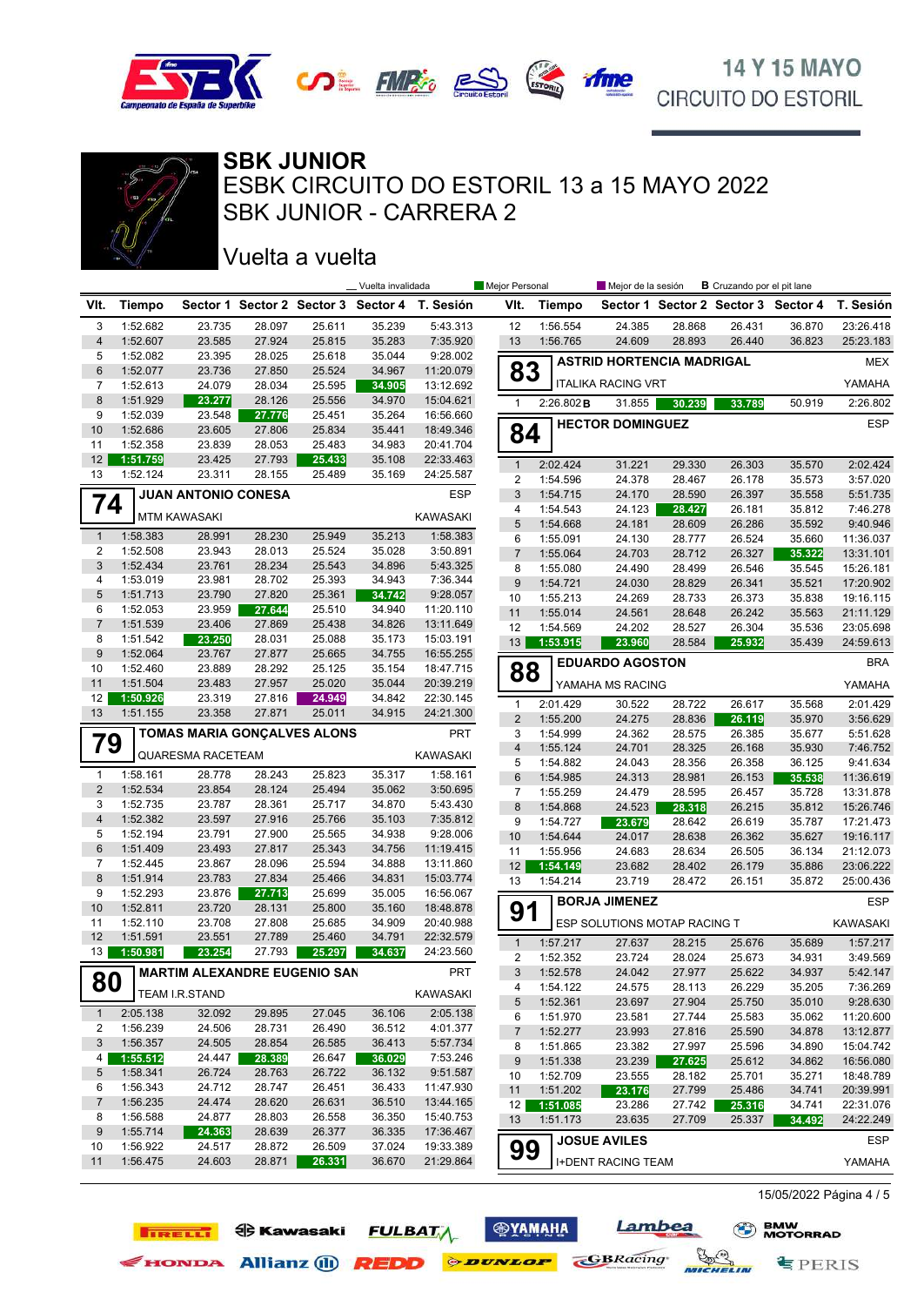14 Y 15 MAYO
CIRCUITO DO ESTORIL

# SBK JUNIOR

## ESBK CIRCUITO DO ESTORIL 13 a 15 MAYO 2022

## SBK JUNIOR - CARRERA 2

### Vuelta a vuelta

_ Vuelta invalidada | Mejor Personal | Mejor de la sesión | **B** Cruzando por el pit lane

| Vlt. | Tiempo | Sector 1 | Sector 2 | Sector 3 | Sector 4 | T. Sesión |
|---|---|---|---|---|---|---|
| 3 | 1:52.682 | 23.735 | 28.097 | 25.611 | 35.239 | 5:43.313 |
| 4 | 1:52.607 | 23.585 | 27.924 | 25.815 | 35.283 | 7:35.920 |
| 5 | 1:52.082 | 23.395 | 28.025 | 25.618 | 35.044 | 9:28.002 |
| 6 | 1:52.077 | 23.736 | 27.850 | 25.524 | 34.967 | 11:20.079 |
| 7 | 1:52.613 | 24.079 | 28.034 | 25.595 | 34.905 | 13:12.692 |
| 8 | 1:51.929 | 23.277 | 28.126 | 25.556 | 34.970 | 15:04.621 |
| 9 | 1:52.039 | 23.548 | 27.776 | 25.451 | 35.264 | 16:56.660 |
| 10 | 1:52.686 | 23.605 | 27.806 | 25.834 | 35.441 | 18:49.346 |
| 11 | 1:52.358 | 23.839 | 28.053 | 25.483 | 34.983 | 20:41.704 |
| 12 | 1:51.759 | 23.425 | 27.793 | 25.433 | 35.108 | 22:33.463 |
| 13 | 1:52.124 | 23.311 | 28.155 | 25.489 | 35.169 | 24:25.587 |

**74 JUAN ANTONIO CONESA** — ESP
MTM KAWASAKI — KAWASAKI

| Vlt. | Tiempo | Sector 1 | Sector 2 | Sector 3 | Sector 4 | T. Sesión |
|---|---|---|---|---|---|---|
| 1 | 1:58.383 | 28.991 | 28.230 | 25.949 | 35.213 | 1:58.383 |
| 2 | 1:52.508 | 23.943 | 28.013 | 25.524 | 35.028 | 3:50.891 |
| 3 | 1:52.434 | 23.761 | 28.234 | 25.543 | 34.896 | 5:43.325 |
| 4 | 1:53.019 | 23.981 | 28.702 | 25.393 | 34.943 | 7:36.344 |
| 5 | 1:51.713 | 23.790 | 27.820 | 25.361 | 34.742 | 9:28.057 |
| 6 | 1:52.053 | 23.959 | 27.644 | 25.510 | 34.940 | 11:20.110 |
| 7 | 1:51.539 | 23.406 | 27.869 | 25.438 | 34.826 | 13:11.649 |
| 8 | 1:51.542 | 23.250 | 28.031 | 25.088 | 35.173 | 15:03.191 |
| 9 | 1:52.064 | 23.767 | 27.877 | 25.665 | 34.755 | 16:55.255 |
| 10 | 1:52.460 | 23.889 | 28.292 | 25.125 | 35.154 | 18:47.715 |
| 11 | 1:51.504 | 23.483 | 27.957 | 25.020 | 35.044 | 20:39.219 |
| 12 | 1:50.926 | 23.319 | 27.816 | 24.949 | 34.842 | 22:30.145 |
| 13 | 1:51.155 | 23.358 | 27.871 | 25.011 | 34.915 | 24:21.300 |

**79 TOMAS MARIA GONÇALVES ALONS** — PRT
QUARESMA RACETEAM — KAWASAKI

| Vlt. | Tiempo | Sector 1 | Sector 2 | Sector 3 | Sector 4 | T. Sesión |
|---|---|---|---|---|---|---|
| 1 | 1:58.161 | 28.778 | 28.243 | 25.823 | 35.317 | 1:58.161 |
| 2 | 1:52.534 | 23.854 | 28.124 | 25.494 | 35.062 | 3:50.695 |
| 3 | 1:52.735 | 23.787 | 28.361 | 25.717 | 34.870 | 5:43.430 |
| 4 | 1:52.382 | 23.597 | 27.916 | 25.766 | 35.103 | 7:35.812 |
| 5 | 1:52.194 | 23.791 | 27.900 | 25.565 | 34.938 | 9:28.006 |
| 6 | 1:51.409 | 23.493 | 27.817 | 25.343 | 34.756 | 11:19.415 |
| 7 | 1:52.445 | 23.867 | 28.096 | 25.594 | 34.888 | 13:11.860 |
| 8 | 1:51.914 | 23.783 | 27.834 | 25.466 | 34.831 | 15:03.774 |
| 9 | 1:52.293 | 23.876 | 27.713 | 25.699 | 35.005 | 16:56.067 |
| 10 | 1:52.811 | 23.720 | 28.131 | 25.800 | 35.160 | 18:48.878 |
| 11 | 1:52.110 | 23.708 | 27.808 | 25.685 | 34.909 | 20:40.988 |
| 12 | 1:51.591 | 23.551 | 27.789 | 25.460 | 34.791 | 22:32.579 |
| 13 | 1:50.981 | 23.254 | 27.793 | 25.297 | 34.637 | 24:23.560 |

**80 MARTIM ALEXANDRE EUGENIO SAN** — PRT
TEAM I.R.STAND — KAWASAKI

| Vlt. | Tiempo | Sector 1 | Sector 2 | Sector 3 | Sector 4 | T. Sesión |
|---|---|---|---|---|---|---|
| 1 | 2:05.138 | 32.092 | 29.895 | 27.045 | 36.106 | 2:05.138 |
| 2 | 1:56.239 | 24.506 | 28.731 | 26.490 | 36.512 | 4:01.377 |
| 3 | 1:56.357 | 24.505 | 28.854 | 26.585 | 36.413 | 5:57.734 |
| 4 | 1:55.512 | 24.447 | 28.389 | 26.647 | 36.029 | 7:53.246 |
| 5 | 1:58.341 | 26.724 | 28.763 | 26.722 | 36.132 | 9:51.587 |
| 6 | 1:56.343 | 24.712 | 28.747 | 26.451 | 36.433 | 11:47.930 |
| 7 | 1:56.235 | 24.474 | 28.620 | 26.631 | 36.510 | 13:44.165 |
| 8 | 1:56.588 | 24.877 | 28.803 | 26.558 | 36.350 | 15:40.753 |
| 9 | 1:55.714 | 24.363 | 28.639 | 26.377 | 36.335 | 17:36.467 |
| 10 | 1:56.922 | 24.517 | 28.872 | 26.509 | 37.024 | 19:33.389 |
| 11 | 1:56.475 | 24.603 | 28.871 | 26.331 | 36.670 | 21:29.864 |
| 12 | 1:56.554 | 24.385 | 28.868 | 26.431 | 36.870 | 23:26.418 |
| 13 | 1:56.765 | 24.609 | 28.893 | 26.440 | 36.823 | 25:23.183 |

**83 ASTRID HORTENCIA MADRIGAL** — MEX
ITALIKA RACING VRT — YAMAHA

| Vlt. | Tiempo | Sector 1 | Sector 2 | Sector 3 | Sector 4 | T. Sesión |
|---|---|---|---|---|---|---|
| 1 | 2:26.802 **B** | 31.855 | 30.239 | 33.789 | 50.919 | 2:26.802 |

**84 HECTOR DOMINGUEZ** — ESP

| Vlt. | Tiempo | Sector 1 | Sector 2 | Sector 3 | Sector 4 | T. Sesión |
|---|---|---|---|---|---|---|
| 1 | 2:02.424 | 31.221 | 29.330 | 26.303 | 35.570 | 2:02.424 |
| 2 | 1:54.596 | 24.378 | 28.467 | 26.178 | 35.573 | 3:57.020 |
| 3 | 1:54.715 | 24.170 | 28.590 | 26.397 | 35.558 | 5:51.735 |
| 4 | 1:54.543 | 24.123 | 28.427 | 26.181 | 35.812 | 7:46.278 |
| 5 | 1:54.668 | 24.181 | 28.609 | 26.286 | 35.592 | 9:40.946 |
| 6 | 1:55.091 | 24.130 | 28.777 | 26.524 | 35.660 | 11:36.037 |
| 7 | 1:55.064 | 24.703 | 28.712 | 26.327 | 35.322 | 13:31.101 |
| 8 | 1:55.080 | 24.490 | 28.499 | 26.546 | 35.545 | 15:26.181 |
| 9 | 1:54.721 | 24.030 | 28.829 | 26.341 | 35.521 | 17:20.902 |
| 10 | 1:55.213 | 24.269 | 28.733 | 26.373 | 35.838 | 19:16.115 |
| 11 | 1:55.014 | 24.561 | 28.648 | 26.242 | 35.563 | 21:11.129 |
| 12 | 1:54.569 | 24.202 | 28.527 | 26.304 | 35.536 | 23:05.698 |
| 13 | 1:53.915 | 23.960 | 28.584 | 25.932 | 35.439 | 24:59.613 |

**88 EDUARDO AGOSTON** — BRA
YAMAHA MS RACING — YAMAHA

| Vlt. | Tiempo | Sector 1 | Sector 2 | Sector 3 | Sector 4 | T. Sesión |
|---|---|---|---|---|---|---|
| 1 | 2:01.429 | 30.522 | 28.722 | 26.617 | 35.568 | 2:01.429 |
| 2 | 1:55.200 | 24.275 | 28.836 | 26.119 | 35.970 | 3:56.629 |
| 3 | 1:54.999 | 24.362 | 28.575 | 26.385 | 35.677 | 5:51.628 |
| 4 | 1:55.124 | 24.701 | 28.325 | 26.168 | 35.930 | 7:46.752 |
| 5 | 1:54.882 | 24.043 | 28.356 | 26.358 | 36.125 | 9:41.634 |
| 6 | 1:54.985 | 24.313 | 28.981 | 26.153 | 35.538 | 11:36.619 |
| 7 | 1:55.259 | 24.479 | 28.595 | 26.457 | 35.728 | 13:31.878 |
| 8 | 1:54.868 | 24.523 | 28.318 | 26.215 | 35.812 | 15:26.746 |
| 9 | 1:54.727 | 23.679 | 28.642 | 26.619 | 35.787 | 17:21.473 |
| 10 | 1:54.644 | 24.017 | 28.638 | 26.362 | 35.627 | 19:16.117 |
| 11 | 1:55.956 | 24.683 | 28.634 | 26.505 | 36.134 | 21:12.073 |
| 12 | 1:54.149 | 23.682 | 28.402 | 26.179 | 35.886 | 23:06.222 |
| 13 | 1:54.214 | 23.719 | 28.472 | 26.151 | 35.872 | 25:00.436 |

**91 BORJA JIMENEZ** — ESP
ESP SOLUTIONS MOTAP RACING T — KAWASAKI

| Vlt. | Tiempo | Sector 1 | Sector 2 | Sector 3 | Sector 4 | T. Sesión |
|---|---|---|---|---|---|---|
| 1 | 1:57.217 | 27.637 | 28.215 | 25.676 | 35.689 | 1:57.217 |
| 2 | 1:52.352 | 23.724 | 28.024 | 25.673 | 34.931 | 3:49.569 |
| 3 | 1:52.578 | 24.042 | 27.977 | 25.622 | 34.937 | 5:42.147 |
| 4 | 1:54.122 | 24.575 | 28.113 | 26.229 | 35.205 | 7:36.269 |
| 5 | 1:52.361 | 23.697 | 27.904 | 25.750 | 35.010 | 9:28.630 |
| 6 | 1:51.970 | 23.581 | 27.744 | 25.583 | 35.062 | 11:20.600 |
| 7 | 1:52.277 | 23.993 | 27.816 | 25.590 | 34.878 | 13:12.877 |
| 8 | 1:51.865 | 23.382 | 27.997 | 25.596 | 34.890 | 15:04.742 |
| 9 | 1:51.338 | 23.239 | 27.625 | 25.612 | 34.862 | 16:56.080 |
| 10 | 1:52.709 | 23.555 | 28.182 | 25.701 | 35.271 | 18:48.789 |
| 11 | 1:51.202 | 23.176 | 27.799 | 25.486 | 34.741 | 20:39.991 |
| 12 | 1:51.085 | 23.286 | 27.742 | 25.316 | 34.741 | 22:31.076 |
| 13 | 1:51.173 | 23.635 | 27.709 | 25.337 | 34.492 | 24:22.249 |

**99 JOSUE AVILES** — ESP
I+DENT RACING TEAM — YAMAHA

15/05/2022 Página 4 / 5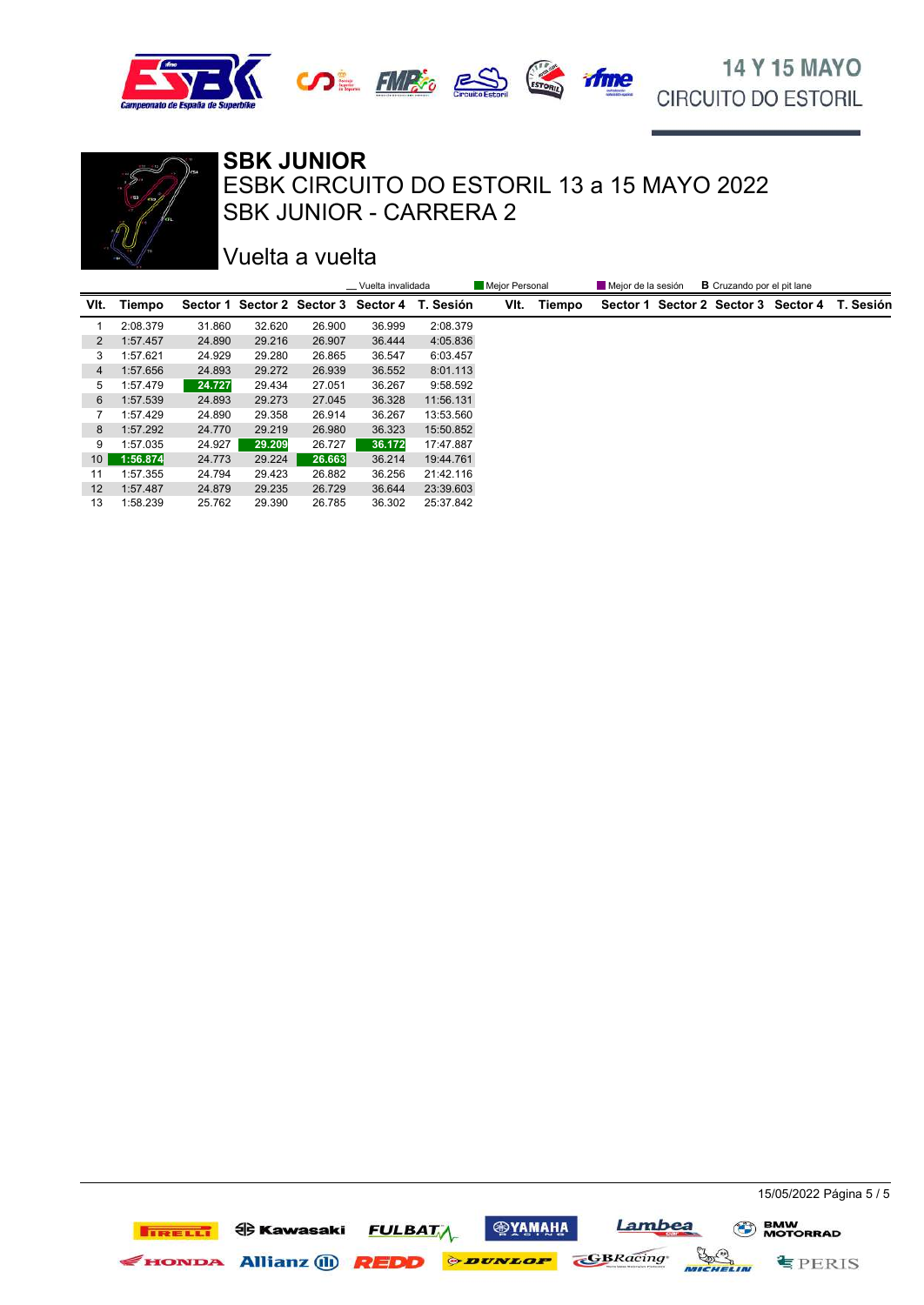# SBK JUNIOR

## ESBK CIRCUITO DO ESTORIL 13 a 15 MAYO 2022

## SBK JUNIOR - CARRERA 2

### Vuelta a vuelta

__ Vuelta invalidada | Mejor Personal | Mejor de la sesión | **B** Cruzando por el pit lane

| Vlt. | Tiempo | Sector 1 | Sector 2 | Sector 3 | Sector 4 | T. Sesión |
|---|---|---|---|---|---|---|
| 1 | 2:08.379 | 31.860 | 32.620 | 26.900 | 36.999 | 2:08.379 |
| 2 | 1:57.457 | 24.890 | 29.216 | 26.907 | 36.444 | 4:05.836 |
| 3 | 1:57.621 | 24.929 | 29.280 | 26.865 | 36.547 | 6:03.457 |
| 4 | 1:57.656 | 24.893 | 29.272 | 26.939 | 36.552 | 8:01.113 |
| 5 | 1:57.479 | 24.727 | 29.434 | 27.051 | 36.267 | 9:58.592 |
| 6 | 1:57.539 | 24.893 | 29.273 | 27.045 | 36.328 | 11:56.131 |
| 7 | 1:57.429 | 24.890 | 29.358 | 26.914 | 36.267 | 13:53.560 |
| 8 | 1:57.292 | 24.770 | 29.219 | 26.980 | 36.323 | 15:50.852 |
| 9 | 1:57.035 | 24.927 | 29.209 | 26.727 | 36.172 | 17:47.887 |
| 10 | 1:56.874 | 24.773 | 29.224 | 26.663 | 36.214 | 19:44.761 |
| 11 | 1:57.355 | 24.794 | 29.423 | 26.882 | 36.256 | 21:42.116 |
| 12 | 1:57.487 | 24.879 | 29.235 | 26.729 | 36.644 | 23:39.603 |
| 13 | 1:58.239 | 25.762 | 29.390 | 26.785 | 36.302 | 25:37.842 |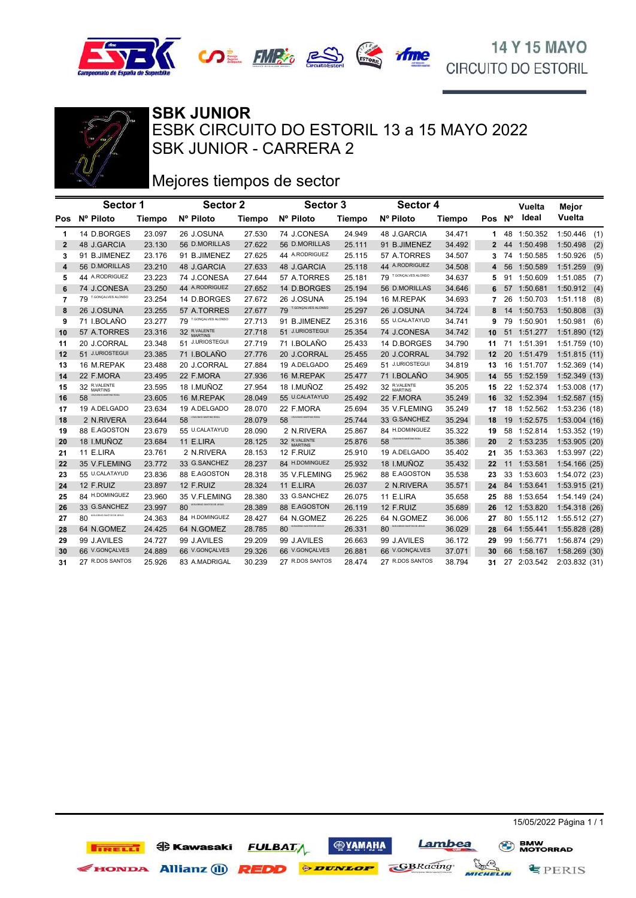14 Y 15 MAYO
CIRCUITO DO ESTORIL

# SBK JUNIOR

## ESBK CIRCUITO DO ESTORIL 13 a 15 MAYO 2022

## SBK JUNIOR - CARRERA 2

## Mejores tiempos de sector

| Pos | Sector 1 Nº Piloto | Tiempo | Sector 2 Nº Piloto | Tiempo | Sector 3 Nº Piloto | Tiempo | Sector 4 Nº Piloto | Tiempo | Pos | Nº | Vuelta Ideal | Mejor Vuelta |
|---|---|---|---|---|---|---|---|---|---|---|---|---|
| 1 | 14 D.BORGES | 23.097 | 26 J.OSUNA | 27.530 | 74 J.CONESA | 24.949 | 48 J.GARCIA | 34.471 | 1 | 48 | 1:50.352 | 1:50.446 (1) |
| 2 | 48 J.GARCIA | 23.130 | 56 D.MORILLAS | 27.622 | 56 D.MORILLAS | 25.111 | 91 B.JIMENEZ | 34.492 | 2 | 44 | 1:50.498 | 1:50.498 (2) |
| 3 | 91 B.JIMENEZ | 23.176 | 91 B.JIMENEZ | 27.625 | 44 A.RODRIGUEZ | 25.115 | 57 A.TORRES | 34.507 | 3 | 74 | 1:50.585 | 1:50.926 (5) |
| 4 | 56 D.MORILLAS | 23.210 | 48 J.GARCIA | 27.633 | 48 J.GARCIA | 25.118 | 44 A.RODRIGUEZ | 34.508 | 4 | 56 | 1:50.589 | 1:51.259 (9) |
| 5 | 44 A.RODRIGUEZ | 23.223 | 74 J.CONESA | 27.644 | 57 A.TORRES | 25.181 | 79 T.GONÇALVES ALONSO | 34.637 | 5 | 91 | 1:50.609 | 1:51.085 (7) |
| 6 | 74 J.CONESA | 23.250 | 44 A.RODRIGUEZ | 27.652 | 14 D.BORGES | 25.194 | 56 D.MORILLAS | 34.646 | 6 | 57 | 1:50.681 | 1:50.912 (4) |
| 7 | 79 T.GONÇALVES ALONSO | 23.254 | 14 D.BORGES | 27.672 | 26 J.OSUNA | 25.194 | 16 M.REPAK | 34.693 | 7 | 26 | 1:50.703 | 1:51.118 (8) |
| 8 | 26 J.OSUNA | 23.255 | 57 A.TORRES | 27.677 | 79 T.GONÇALVES ALONSO | 25.297 | 26 J.OSUNA | 34.724 | 8 | 14 | 1:50.753 | 1:50.808 (3) |
| 9 | 71 I.BOLAÑO | 23.277 | 79 T.GONÇALVES ALONSO | 27.713 | 91 B.JIMENEZ | 25.316 | 55 U.CALATAYUD | 34.741 | 9 | 79 | 1:50.901 | 1:50.981 (6) |
| 10 | 57 A.TORRES | 23.316 | 32 R.VALENTE MARTINS | 27.718 | 51 J.URIOSTEGUI | 25.354 | 74 J.CONESA | 34.742 | 10 | 51 | 1:51.277 | 1:51.890 (12) |
| 11 | 20 J.CORRAL | 23.348 | 51 J.URIOSTEGUI | 27.719 | 71 I.BOLAÑO | 25.433 | 14 D.BORGES | 34.790 | 11 | 71 | 1:51.391 | 1:51.759 (10) |
| 12 | 51 J.URIOSTEGUI | 23.385 | 71 I.BOLAÑO | 27.776 | 20 J.CORRAL | 25.455 | 20 J.CORRAL | 34.792 | 12 | 20 | 1:51.479 | 1:51.815 (11) |
| 13 | 16 M.REPAK | 23.488 | 20 J.CORRAL | 27.884 | 19 A.DELGADO | 25.469 | 51 J.URIOSTEGUI | 34.819 | 13 | 16 | 1:51.707 | 1:52.369 (14) |
| 14 | 22 F.MORA | 23.495 | 22 F.MORA | 27.936 | 16 M.REPAK | 25.477 | 71 I.BOLAÑO | 34.905 | 14 | 55 | 1:52.159 | 1:52.349 (13) |
| 15 | 32 R.VALENTE MARTINS | 23.595 | 18 I.MUÑOZ | 27.954 | 18 I.MUÑOZ | 25.492 | 32 R.VALENTE MARTINS | 35.205 | 15 | 22 | 1:52.374 | 1:53.008 (17) |
| 16 | 58 I.RUIVINHO MARTINS ROSA | 23.605 | 16 M.REPAK | 28.049 | 55 U.CALATAYUD | 25.492 | 22 F.MORA | 35.249 | 16 | 32 | 1:52.394 | 1:52.587 (15) |
| 17 | 19 A.DELGADO | 23.634 | 19 A.DELGADO | 28.070 | 22 F.MORA | 25.694 | 35 V.FLEMING | 35.249 | 17 | 18 | 1:52.562 | 1:53.236 (18) |
| 18 | 2 N.RIVERA | 23.644 | 58 I.RUIVINHO MARTINS ROSA | 28.079 | 58 I.RUIVINHO MARTINS ROSA | 25.744 | 33 G.SANCHEZ | 35.294 | 18 | 19 | 1:52.575 | 1:53.004 (16) |
| 19 | 88 E.AGOSTON | 23.679 | 55 U.CALATAYUD | 28.090 | 2 N.RIVERA | 25.867 | 84 H.DOMINGUEZ | 35.322 | 19 | 58 | 1:52.814 | 1:53.352 (19) |
| 20 | 18 I.MUÑOZ | 23.684 | 11 E.LIRA | 28.125 | 32 R.VALENTE MARTINS | 25.876 | 58 I.RUIVINHO MARTINS ROSA | 35.386 | 20 | 2 | 1:53.235 | 1:53.905 (20) |
| 21 | 11 E.LIRA | 23.761 | 2 N.RIVERA | 28.153 | 12 F.RUIZ | 25.910 | 19 A.DELGADO | 35.402 | 21 | 35 | 1:53.363 | 1:53.997 (22) |
| 22 | 35 V.FLEMING | 23.772 | 33 G.SANCHEZ | 28.237 | 84 H.DOMINGUEZ | 25.932 | 18 I.MUÑOZ | 35.432 | 22 | 11 | 1:53.581 | 1:54.166 (25) |
| 23 | 55 U.CALATAYUD | 23.836 | 88 E.AGOSTON | 28.318 | 35 V.FLEMING | 25.962 | 88 E.AGOSTON | 35.538 | 23 | 33 | 1:53.603 | 1:54.072 (23) |
| 24 | 12 F.RUIZ | 23.897 | 12 F.RUIZ | 28.324 | 11 E.LIRA | 26.037 | 2 N.RIVERA | 35.571 | 24 | 84 | 1:53.641 | 1:53.915 (21) |
| 25 | 84 H.DOMINGUEZ | 23.960 | 35 V.FLEMING | 28.380 | 33 G.SANCHEZ | 26.075 | 11 E.LIRA | 35.658 | 25 | 88 | 1:53.654 | 1:54.149 (24) |
| 26 | 33 G.SANCHEZ | 23.997 | 80 M.EUSEBIO SANTOS DE JESUS | 28.389 | 88 E.AGOSTON | 26.119 | 12 F.RUIZ | 35.689 | 26 | 12 | 1:53.820 | 1:54.318 (26) |
| 27 | 80 M.EUSEBIO SANTOS DE JESUS | 24.363 | 84 H.DOMINGUEZ | 28.427 | 64 N.GOMEZ | 26.225 | 64 N.GOMEZ | 36.006 | 27 | 80 | 1:55.112 | 1:55.512 (27) |
| 28 | 64 N.GOMEZ | 24.425 | 64 N.GOMEZ | 28.785 | 80 M.EUSEBIO SANTOS DE JESUS | 26.331 | 80 M.EUSEBIO SANTOS DE JESUS | 36.029 | 28 | 64 | 1:55.441 | 1:55.828 (28) |
| 29 | 99 J.AVILES | 24.727 | 99 J.AVILES | 29.209 | 99 J.AVILES | 26.663 | 99 J.AVILES | 36.172 | 29 | 99 | 1:56.771 | 1:56.874 (29) |
| 30 | 66 V.GONÇALVES | 24.889 | 66 V.GONÇALVES | 29.326 | 66 V.GONÇALVES | 26.881 | 66 V.GONÇALVES | 37.071 | 30 | 66 | 1:58.167 | 1:58.269 (30) |
| 31 | 27 R.DOS SANTOS | 25.926 | 83 A.MADRIGAL | 30.239 | 27 R.DOS SANTOS | 28.474 | 27 R.DOS SANTOS | 38.794 | 31 | 27 | 2:03.542 | 2:03.832 (31) |

15/05/2022 Página 1 / 1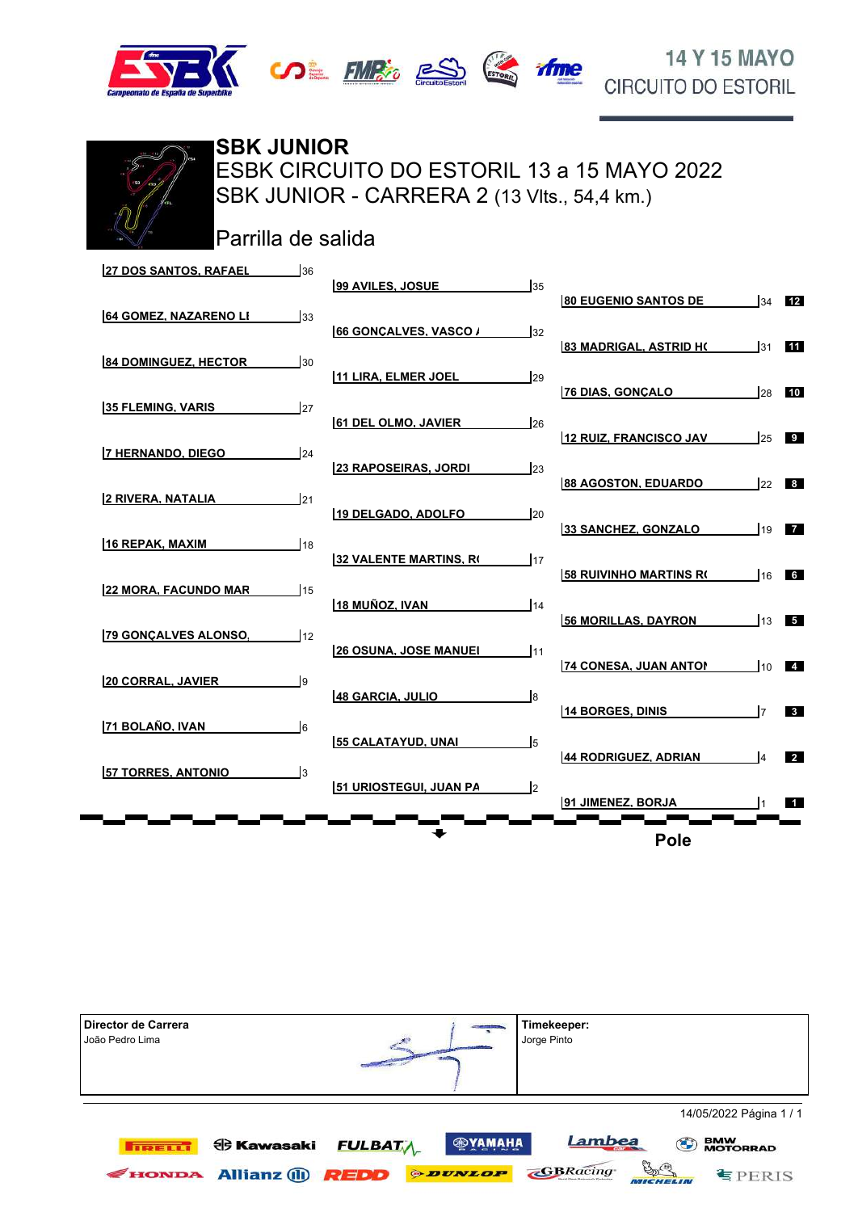# SBK JUNIOR

## ESBK CIRCUITO DO ESTORIL 13 a 15 MAYO 2022

## SBK JUNIOR - CARRERA 2 (13 Vlts., 54,4 km.)

### Parrilla de salida

| Fila | Izquierda | Centro | Derecha (Pole) |
|---|---|---|---|
| 1 | 57 TORRES, ANTONIO (3) | 51 URIOSTEGUI, JUAN PA (2) | 91 JIMENEZ, BORJA (1) |
| 2 | 71 BOLAÑO, IVAN (6) | 55 CALATAYUD, UNAI (5) | 44 RODRIGUEZ, ADRIAN (4) |
| 3 | 20 CORRAL, JAVIER (9) | 48 GARCIA, JULIO (8) | 14 BORGES, DINIS (7) |
| 4 | 79 GONÇALVES ALONSO, (12) | 26 OSUNA, JOSE MANUEI (11) | 74 CONESA, JUAN ANTOI (10) |
| 5 | 22 MORA, FACUNDO MAR (15) | 18 MUÑOZ, IVAN (14) | 56 MORILLAS, DAYRON (13) |
| 6 | 16 REPAK, MAXIM (18) | 32 VALENTE MARTINS, R( (17) | 58 RUIVINHO MARTINS R( (16) |
| 7 | 2 RIVERA, NATALIA (21) | 19 DELGADO, ADOLFO (20) | 33 SANCHEZ, GONZALO (19) |
| 8 | 7 HERNANDO, DIEGO (24) | 23 RAPOSEIRAS, JORDI (23) | 88 AGOSTON, EDUARDO (22) |
| 9 | 35 FLEMING, VARIS (27) | 61 DEL OLMO, JAVIER (26) | 12 RUIZ, FRANCISCO JAV (25) |
| 10 | 84 DOMINGUEZ, HECTOR (30) | 11 LIRA, ELMER JOEL (29) | 76 DIAS, GONÇALO (28) |
| 11 | 64 GOMEZ, NAZARENO LI (33) | 66 GONÇALVES, VASCO / (32) | 83 MADRIGAL, ASTRID H( (31) |
| 12 | 27 DOS SANTOS, RAFAEL (36) | 99 AVILES, JOSUE (35) | 80 EUGENIO SANTOS DE (34) |

Pole

| Director de Carrera | Timekeeper: |
|---|---|
| João Pedro Lima | Jorge Pinto |

14/05/2022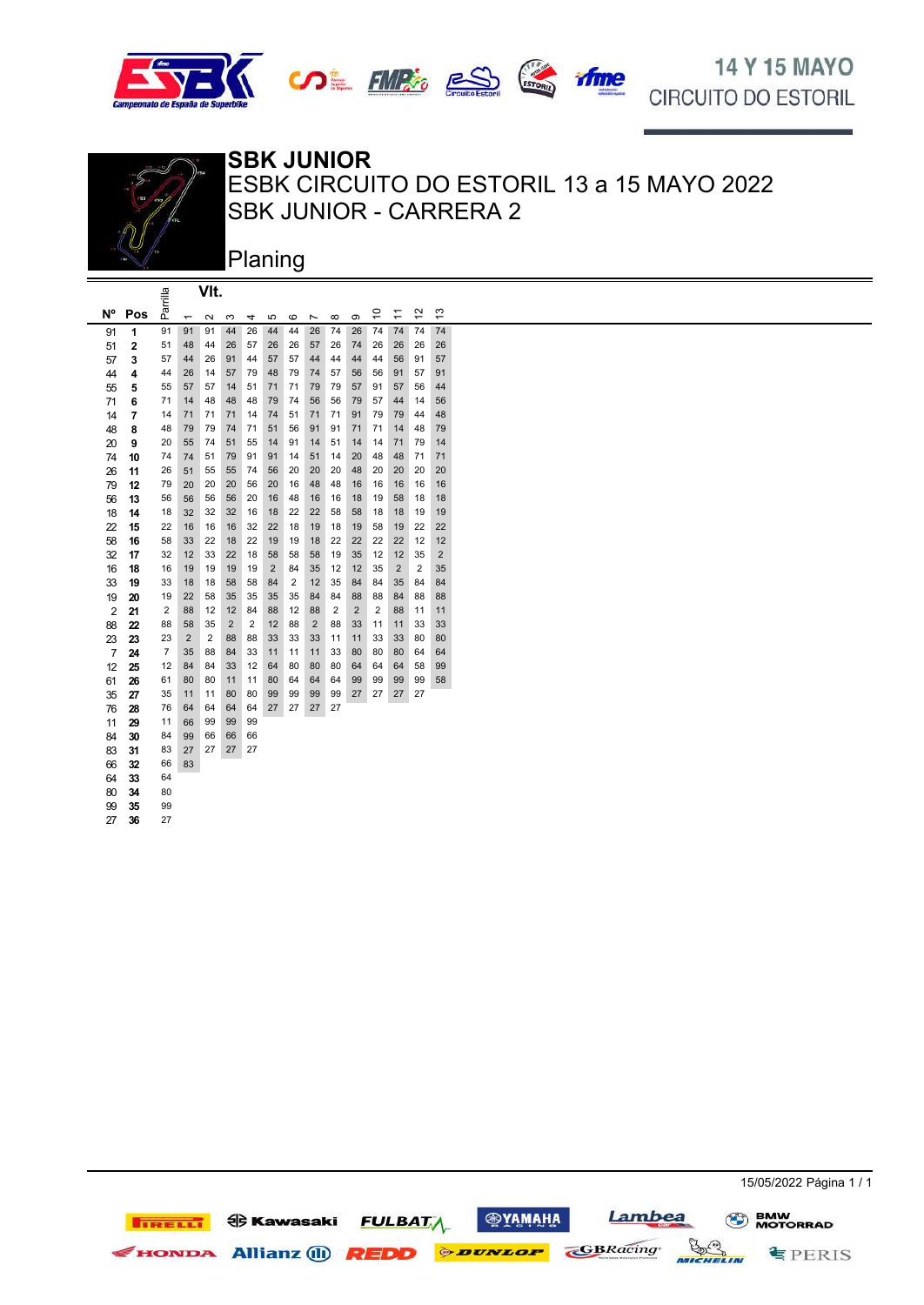# SBK JUNIOR

## ESBK CIRCUITO DO ESTORIL 13 a 15 MAYO 2022

## SBK JUNIOR - CARRERA 2

### Planing

| Nº | Pos | Parrilla | Vlt. 1 | 2 | 3 | 4 | 5 | 6 | 7 | 8 | 9 | 10 | 11 | 12 | 13 |
|---|---|---|---|---|---|---|---|---|---|---|---|---|---|---|---|
| 91 | **1** | 91 | 91 | 91 | 44 | 26 | 44 | 44 | 26 | 74 | 26 | 74 | 74 | 74 | 74 |
| 51 | **2** | 51 | 48 | 44 | 26 | 57 | 26 | 26 | 57 | 26 | 74 | 26 | 26 | 26 | 26 |
| 57 | **3** | 57 | 44 | 26 | 91 | 44 | 57 | 57 | 44 | 44 | 44 | 44 | 56 | 91 | 57 |
| 44 | **4** | 44 | 26 | 14 | 57 | 79 | 48 | 79 | 74 | 57 | 56 | 56 | 91 | 57 | 91 |
| 55 | **5** | 55 | 57 | 57 | 14 | 51 | 71 | 71 | 79 | 79 | 57 | 91 | 57 | 56 | 44 |
| 71 | **6** | 71 | 14 | 48 | 48 | 48 | 79 | 74 | 56 | 56 | 79 | 57 | 44 | 14 | 56 |
| 14 | **7** | 14 | 71 | 71 | 71 | 14 | 74 | 51 | 71 | 71 | 91 | 79 | 79 | 44 | 48 |
| 48 | **8** | 48 | 79 | 79 | 74 | 71 | 51 | 56 | 91 | 91 | 71 | 71 | 14 | 48 | 79 |
| 20 | **9** | 20 | 55 | 74 | 51 | 55 | 14 | 91 | 14 | 51 | 14 | 14 | 71 | 79 | 14 |
| 74 | **10** | 74 | 74 | 51 | 79 | 91 | 91 | 14 | 51 | 14 | 20 | 48 | 48 | 71 | 71 |
| 26 | **11** | 26 | 51 | 55 | 55 | 74 | 56 | 20 | 20 | 20 | 48 | 20 | 20 | 20 | 20 |
| 79 | **12** | 79 | 20 | 20 | 20 | 56 | 20 | 16 | 48 | 48 | 16 | 16 | 16 | 16 | 16 |
| 56 | **13** | 56 | 56 | 56 | 56 | 20 | 16 | 48 | 16 | 16 | 18 | 19 | 58 | 18 | 18 |
| 18 | **14** | 18 | 32 | 32 | 32 | 16 | 18 | 22 | 22 | 58 | 58 | 18 | 18 | 19 | 19 |
| 22 | **15** | 22 | 16 | 16 | 16 | 32 | 22 | 18 | 19 | 18 | 19 | 58 | 19 | 22 | 22 |
| 58 | **16** | 58 | 33 | 22 | 18 | 22 | 19 | 19 | 18 | 22 | 22 | 22 | 22 | 12 | 12 |
| 32 | **17** | 32 | 12 | 33 | 22 | 18 | 58 | 58 | 58 | 19 | 35 | 12 | 12 | 35 | 2 |
| 16 | **18** | 16 | 19 | 19 | 19 | 19 | 2 | 84 | 35 | 12 | 12 | 35 | 2 | 2 | 35 |
| 33 | **19** | 33 | 18 | 18 | 58 | 58 | 84 | 2 | 12 | 35 | 84 | 84 | 35 | 84 | 84 |
| 19 | **20** | 19 | 22 | 58 | 35 | 35 | 35 | 35 | 84 | 84 | 88 | 88 | 84 | 88 | 88 |
| 2 | **21** | 2 | 88 | 12 | 12 | 84 | 88 | 12 | 88 | 2 | 2 | 2 | 88 | 11 | 11 |
| 88 | **22** | 88 | 58 | 35 | 2 | 2 | 12 | 88 | 2 | 88 | 33 | 11 | 11 | 33 | 33 |
| 23 | **23** | 23 | 2 | 2 | 88 | 88 | 33 | 33 | 33 | 11 | 11 | 33 | 33 | 80 | 80 |
| 7 | **24** | 7 | 35 | 88 | 84 | 33 | 11 | 11 | 11 | 33 | 80 | 80 | 80 | 64 | 64 |
| 12 | **25** | 12 | 84 | 84 | 33 | 12 | 64 | 80 | 80 | 80 | 64 | 64 | 64 | 58 | 99 |
| 61 | **26** | 61 | 80 | 80 | 11 | 11 | 80 | 64 | 64 | 64 | 99 | 99 | 99 | 99 | 58 |
| 35 | **27** | 35 | 11 | 11 | 80 | 80 | 99 | 99 | 99 | 99 | 27 | 27 | 27 | 27 | |
| 76 | **28** | 76 | 64 | 64 | 64 | 64 | 27 | 27 | 27 | 27 | | | | | |
| 11 | **29** | 11 | 66 | 99 | 99 | 99 | | | | | | | | | |
| 84 | **30** | 84 | 99 | 66 | 66 | 66 | | | | | | | | | |
| 83 | **31** | 83 | 27 | 27 | 27 | 27 | | | | | | | | | |
| 66 | **32** | 66 | 83 | | | | | | | | | | | | |
| 64 | **33** | 64 | | | | | | | | | | | | | |
| 80 | **34** | 80 | | | | | | | | | | | | | |
| 99 | **35** | 99 | | | | | | | | | | | | | |
| 27 | **36** | 27 | | | | | | | | | | | | | |

15/05/2022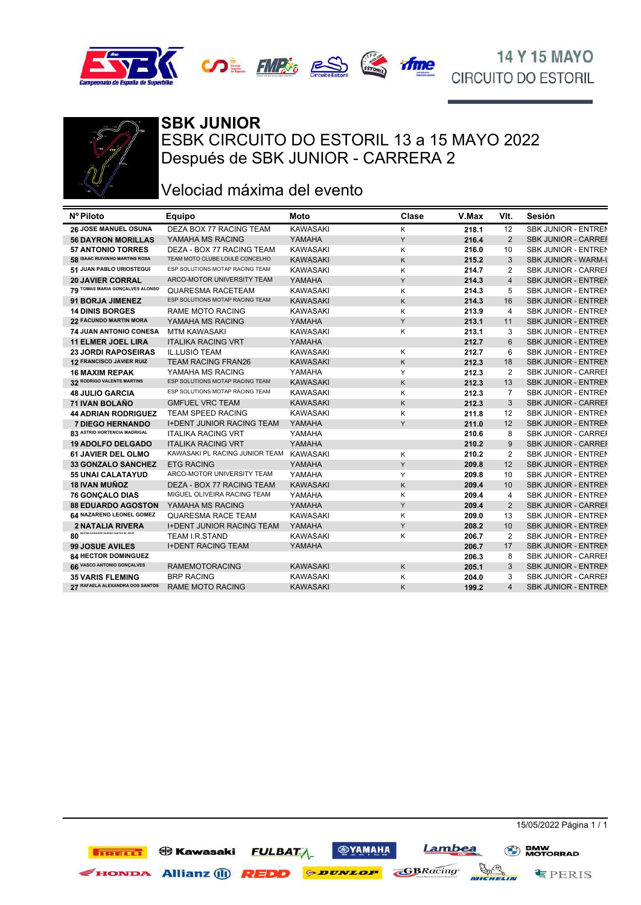14 Y 15 MAYO
CIRCUITO DO ESTORIL

# SBK JUNIOR

## ESBK CIRCUITO DO ESTORIL 13 a 15 MAYO 2022

## Después de SBK JUNIOR - CARRERA 2

## Velociad máxima del evento

| Nº Piloto | Equipo | Moto | Clase | V.Max | Vlt. | Sesión |
|---|---|---|---|---|---|---|
| 26 JOSE MANUEL OSUNA | DEZA BOX 77 RACING TEAM | KAWASAKI | K | 218.1 | 12 | SBK JUNIOR - ENTREN |
| 56 DAYRON MORILLAS | YAMAHA MS RACING | YAMAHA | Y | 216.4 | 2 | SBK JUNIOR - CARREF |
| 57 ANTONIO TORRES | DEZA - BOX 77 RACING TEAM | KAWASAKI | K | 216.0 | 10 | SBK JUNIOR - ENTREN |
| 58 ISAAC RUIVINHO MARTINS ROSA | TEAM MOTO CLUBE LOULÉ CONCELHO | KAWASAKI | K | 215.2 | 3 | SBK JUNIOR - WARM-U |
| 51 JUAN PABLO URIOSTEGUI | ESP SOLUTIONS MOTAP RACING TEAM | KAWASAKI | K | 214.7 | 2 | SBK JUNIOR - CARREF |
| 20 JAVIER CORRAL | ARCO-MOTOR UNIVERSITY TEAM | YAMAHA | Y | 214.3 | 4 | SBK JUNIOR - ENTREN |
| 79 TOMAS MARIA GONÇALVES ALONSO | QUARESMA RACETEAM | KAWASAKI | K | 214.3 | 5 | SBK JUNIOR - ENTREN |
| 91 BORJA JIMENEZ | ESP SOLUTIONS MOTAP RACING TEAM | KAWASAKI | K | 214.3 | 16 | SBK JUNIOR - ENTREN |
| 14 DINIS BORGES | RAME MOTO RACING | KAWASAKI | K | 213.9 | 4 | SBK JUNIOR - ENTREN |
| 22 FACUNDO MARTIN MORA | YAMAHA MS RACING | YAMAHA | Y | 213.1 | 11 | SBK JUNIOR - ENTREN |
| 74 JUAN ANTONIO CONESA | MTM KAWASAKI | KAWASAKI | K | 213.1 | 3 | SBK JUNIOR - ENTREN |
| 11 ELMER JOEL LIRA | ITALIKA RACING VRT | YAMAHA | | 212.7 | 6 | SBK JUNIOR - ENTREN |
| 23 JORDI RAPOSEIRAS | IL.LUSIÓ TEAM | KAWASAKI | K | 212.7 | 6 | SBK JUNIOR - ENTREN |
| 12 FRANCISCO JAVIER RUIZ | TEAM RACING FRAN26 | KAWASAKI | K | 212.3 | 18 | SBK JUNIOR - ENTREN |
| 16 MAXIM REPAK | YAMAHA MS RACING | YAMAHA | Y | 212.3 | 2 | SBK JUNIOR - CARREF |
| 32 RODRIGO VALENTE MARTINS | ESP SOLUTIONS MOTAP RACING TEAM | KAWASAKI | K | 212.3 | 13 | SBK JUNIOR - ENTREN |
| 48 JULIO GARCIA | ESP SOLUTIONS MOTAP RACING TEAM | KAWASAKI | K | 212.3 | 7 | SBK JUNIOR - ENTREN |
| 71 IVAN BOLAÑO | GMFUEL VRC TEAM | KAWASAKI | K | 212.3 | 3 | SBK JUNIOR - CARREF |
| 44 ADRIAN RODRIGUEZ | TEAM SPEED RACING | KAWASAKI | K | 211.8 | 12 | SBK JUNIOR - ENTREN |
| 7 DIEGO HERNANDO | I+DENT JUNIOR RACING TEAM | YAMAHA | Y | 211.0 | 12 | SBK JUNIOR - ENTREN |
| 83 ASTRID HORTENCIA MADRIGAL | ITALIKA RACING VRT | YAMAHA | | 210.6 | 8 | SBK JUNIOR - CARREF |
| 19 ADOLFO DELGADO | ITALIKA RACING VRT | YAMAHA | | 210.2 | 9 | SBK JUNIOR - CARREF |
| 61 JAVIER DEL OLMO | KAWASAKI PL RACING JUNIOR TEAM | KAWASAKI | K | 210.2 | 2 | SBK JUNIOR - ENTREN |
| 33 GONZALO SANCHEZ | ETG RACING | YAMAHA | Y | 209.8 | 12 | SBK JUNIOR - ENTREN |
| 55 UNAI CALATAYUD | ARCO-MOTOR UNIVERSITY TEAM | YAMAHA | Y | 209.8 | 10 | SBK JUNIOR - ENTREN |
| 18 IVAN MUÑOZ | DEZA - BOX 77 RACING TEAM | KAWASAKI | K | 209.4 | 10 | SBK JUNIOR - ENTREN |
| 76 GONÇALO DIAS | MIGUEL OLIVEIRA RACING TEAM | YAMAHA | K | 209.4 | 4 | SBK JUNIOR - ENTREN |
| 88 EDUARDO AGOSTON | YAMAHA MS RACING | YAMAHA | Y | 209.4 | 2 | SBK JUNIOR - CARREF |
| 64 NAZARENO LEONEL GOMEZ | QUARESMA RACE TEAM | KAWASAKI | K | 209.0 | 13 | SBK JUNIOR - ENTREN |
| 2 NATALIA RIVERA | I+DENT JUNIOR RACING TEAM | YAMAHA | Y | 208.2 | 10 | SBK JUNIOR - ENTREN |
| 80 MATEUS ALEXANDRE EUGÉNIO SANTOS DE JESUS | TEAM I.R.STAND | KAWASAKI | K | 206.7 | 2 | SBK JUNIOR - ENTREN |
| 99 JOSUE AVILES | I+DENT RACING TEAM | YAMAHA | | 206.7 | 17 | SBK JUNIOR - ENTREN |
| 84 HECTOR DOMINGUEZ | | | | 206.3 | 8 | SBK JUNIOR - CARREF |
| 66 VASCO ANTONIO GONÇALVES | RAMEMOTORACING | KAWASAKI | K | 205.1 | 3 | SBK JUNIOR - ENTREN |
| 35 VARIS FLEMING | BRP RACING | KAWASAKI | K | 204.0 | 3 | SBK JUNIOR - CARREF |
| 27 RAFAELA ALEXANDRA DOS SANTOS | RAME MOTO RACING | KAWASAKI | K | 199.2 | 4 | SBK JUNIOR - ENTREN |

15/05/2022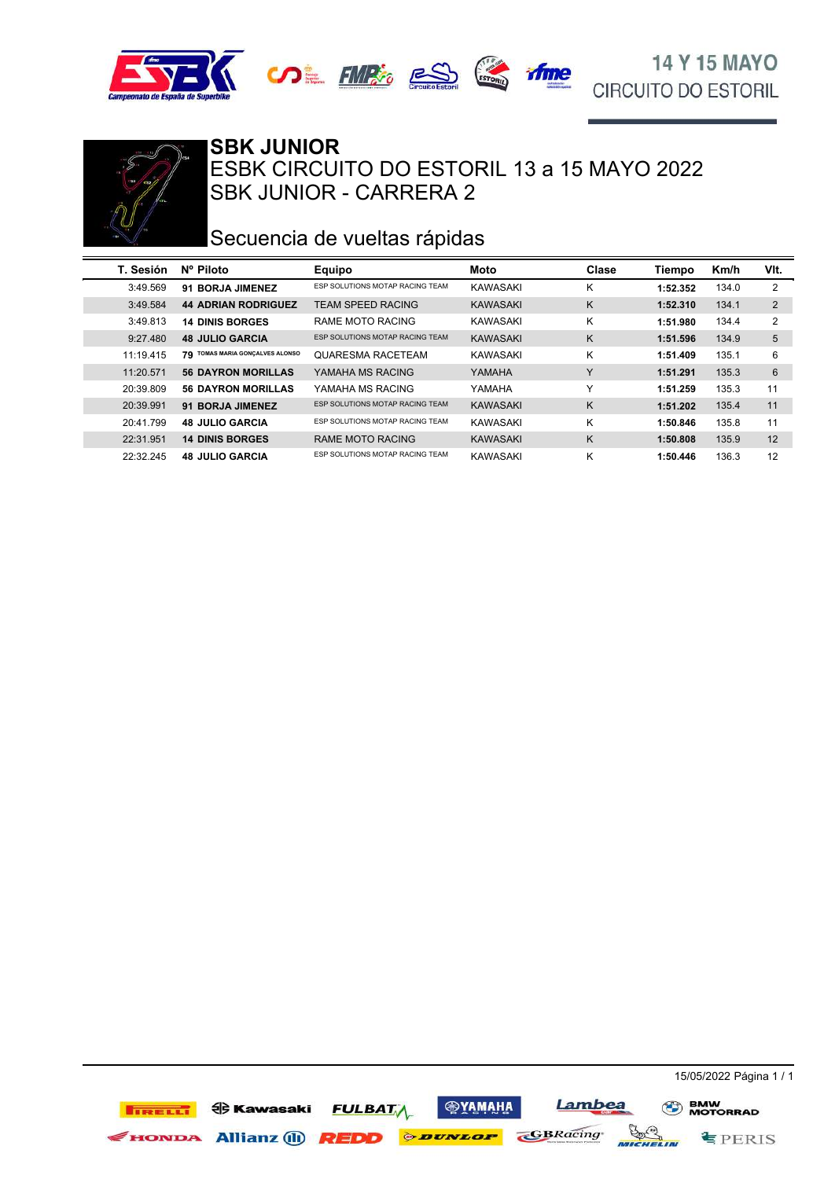14 Y 15 MAYO
CIRCUITO DO ESTORIL

# SBK JUNIOR

## ESBK CIRCUITO DO ESTORIL 13 a 15 MAYO 2022
## SBK JUNIOR - CARRERA 2

## Secuencia de vueltas rápidas

| T. Sesión | Nº Piloto | Equipo | Moto | Clase | Tiempo | Km/h | Vlt. |
|---|---|---|---|---|---|---|---|
| 3:49.569 | **91 BORJA JIMENEZ** | ESP SOLUTIONS MOTAP RACING TEAM | KAWASAKI | K | **1:52.352** | 134.0 | 2 |
| 3:49.584 | **44 ADRIAN RODRIGUEZ** | TEAM SPEED RACING | KAWASAKI | K | **1:52.310** | 134.1 | 2 |
| 3:49.813 | **14 DINIS BORGES** | RAME MOTO RACING | KAWASAKI | K | **1:51.980** | 134.4 | 2 |
| 9:27.480 | **48 JULIO GARCIA** | ESP SOLUTIONS MOTAP RACING TEAM | KAWASAKI | K | **1:51.596** | 134.9 | 5 |
| 11:19.415 | **79 TOMAS MARIA GONÇALVES ALONSO** | QUARESMA RACETEAM | KAWASAKI | K | **1:51.409** | 135.1 | 6 |
| 11:20.571 | **56 DAYRON MORILLAS** | YAMAHA MS RACING | YAMAHA | Y | **1:51.291** | 135.3 | 6 |
| 20:39.809 | **56 DAYRON MORILLAS** | YAMAHA MS RACING | YAMAHA | Y | **1:51.259** | 135.3 | 11 |
| 20:39.991 | **91 BORJA JIMENEZ** | ESP SOLUTIONS MOTAP RACING TEAM | KAWASAKI | K | **1:51.202** | 135.4 | 11 |
| 20:41.799 | **48 JULIO GARCIA** | ESP SOLUTIONS MOTAP RACING TEAM | KAWASAKI | K | **1:50.846** | 135.8 | 11 |
| 22:31.951 | **14 DINIS BORGES** | RAME MOTO RACING | KAWASAKI | K | **1:50.808** | 135.9 | 12 |
| 22:32.245 | **48 JULIO GARCIA** | ESP SOLUTIONS MOTAP RACING TEAM | KAWASAKI | K | **1:50.446** | 136.3 | 12 |

15/05/2022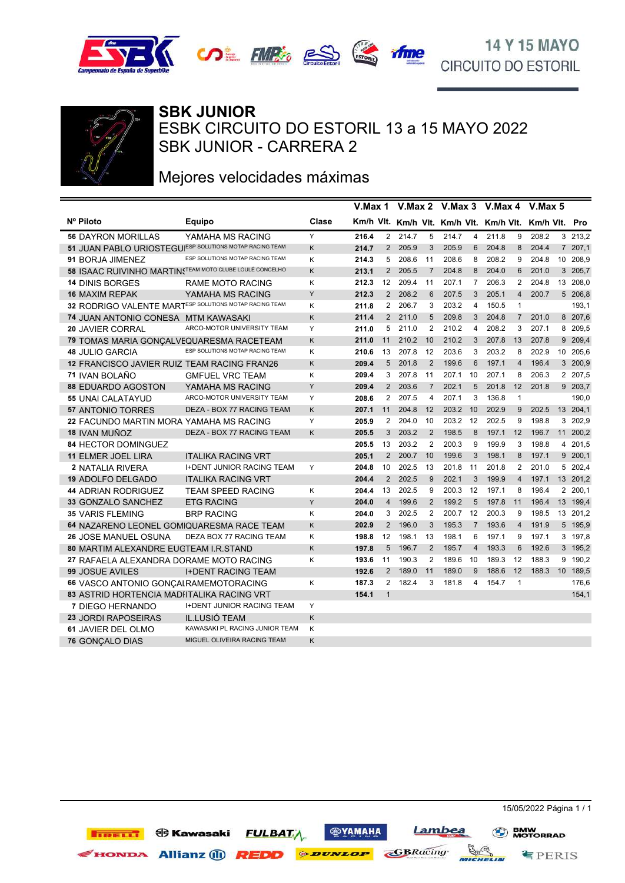14 Y 15 MAYO
CIRCUITO DO ESTORIL

# SBK JUNIOR

## ESBK CIRCUITO DO ESTORIL 13 a 15 MAYO 2022

## SBK JUNIOR - CARRERA 2

## Mejores velocidades máximas

| Nº Piloto | Equipo | Clase | V.Max 1 Km/h | Vlt. | V.Max 2 Km/h | Vlt. | V.Max 3 Km/h | Vlt. | V.Max 4 Km/h | Vlt. | V.Max 5 Km/h | Vlt. | Pro |
|---|---|---|---|---|---|---|---|---|---|---|---|---|---|
| 56 DAYRON MORILLAS | YAMAHA MS RACING | Y | 216.4 | 2 | 214.7 | 5 | 214.7 | 4 | 211.8 | 9 | 208.2 | 3 | 213,2 |
| 51 JUAN PABLO URIOSTEGUI | ESP SOLUTIONS MOTAP RACING TEAM | K | 214.7 | 2 | 205.9 | 3 | 205.9 | 6 | 204.8 | 8 | 204.4 | 7 | 207,1 |
| 91 BORJA JIMENEZ | ESP SOLUTIONS MOTAP RACING TEAM | K | 214.3 | 5 | 208.6 | 11 | 208.6 | 8 | 208.2 | 9 | 204.8 | 10 | 208,9 |
| 58 ISAAC RUIVINHO MARTINS | TEAM MOTO CLUBE LOULÉ CONCELHO | K | 213.1 | 2 | 205.5 | 7 | 204.8 | 8 | 204.0 | 6 | 201.0 | 3 | 205,7 |
| 14 DINIS BORGES | RAME MOTO RACING | K | 212.3 | 12 | 209.4 | 11 | 207.1 | 7 | 206.3 | 2 | 204.8 | 13 | 208,0 |
| 16 MAXIM REPAK | YAMAHA MS RACING | Y | 212.3 | 2 | 208.2 | 6 | 207.5 | 3 | 205.1 | 4 | 200.7 | 5 | 206,8 |
| 32 RODRIGO VALENTE MART | ESP SOLUTIONS MOTAP RACING TEAM | K | 211.8 | 2 | 206.7 | 3 | 203.2 | 4 | 150.5 | 1 | | | 193,1 |
| 74 JUAN ANTONIO CONESA | MTM KAWASAKI | K | 211.4 | 2 | 211.0 | 5 | 209.8 | 3 | 204.8 | 7 | 201.0 | 8 | 207,6 |
| 20 JAVIER CORRAL | ARCO-MOTOR UNIVERSITY TEAM | Y | 211.0 | 5 | 211.0 | 2 | 210.2 | 4 | 208.2 | 3 | 207.1 | 8 | 209,5 |
| 79 TOMAS MARIA GONÇALVE | QUARESMA RACETEAM | K | 211.0 | 11 | 210.2 | 10 | 210.2 | 3 | 207.8 | 13 | 207.8 | 9 | 209,4 |
| 48 JULIO GARCIA | ESP SOLUTIONS MOTAP RACING TEAM | K | 210.6 | 13 | 207.8 | 12 | 203.6 | 3 | 203.2 | 8 | 202.9 | 10 | 205,6 |
| 12 FRANCISCO JAVIER RUIZ | TEAM RACING FRAN26 | K | 209.4 | 5 | 201.8 | 2 | 199.6 | 6 | 197.1 | 4 | 196.4 | 3 | 200,9 |
| 71 IVAN BOLAÑO | GMFUEL VRC TEAM | K | 209.4 | 3 | 207.8 | 11 | 207.1 | 10 | 207.1 | 8 | 206.3 | 2 | 207,5 |
| 88 EDUARDO AGOSTON | YAMAHA MS RACING | Y | 209.4 | 2 | 203.6 | 7 | 202.1 | 5 | 201.8 | 12 | 201.8 | 9 | 203,7 |
| 55 UNAI CALATAYUD | ARCO-MOTOR UNIVERSITY TEAM | Y | 208.6 | 2 | 207.5 | 4 | 207.1 | 3 | 136.8 | 1 | | | 190,0 |
| 57 ANTONIO TORRES | DEZA - BOX 77 RACING TEAM | K | 207.1 | 11 | 204.8 | 12 | 203.2 | 10 | 202.9 | 9 | 202.5 | 13 | 204,1 |
| 22 FACUNDO MARTIN MORA | YAMAHA MS RACING | Y | 205.9 | 2 | 204.0 | 10 | 203.2 | 12 | 202.5 | 9 | 198.8 | 3 | 202,9 |
| 18 IVAN MUÑOZ | DEZA - BOX 77 RACING TEAM | K | 205.5 | 3 | 203.2 | 2 | 198.5 | 8 | 197.1 | 12 | 196.7 | 11 | 200,2 |
| 84 HECTOR DOMINGUEZ | | | 205.5 | 13 | 203.2 | 2 | 200.3 | 9 | 199.9 | 3 | 198.8 | 4 | 201,5 |
| 11 ELMER JOEL LIRA | ITALIKA RACING VRT | | 205.1 | 2 | 200.7 | 10 | 199.6 | 3 | 198.1 | 8 | 197.1 | 9 | 200,1 |
| 2 NATALIA RIVERA | I+DENT JUNIOR RACING TEAM | Y | 204.8 | 10 | 202.5 | 13 | 201.8 | 11 | 201.8 | 2 | 201.0 | 5 | 202,4 |
| 19 ADOLFO DELGADO | ITALIKA RACING VRT | | 204.4 | 2 | 202.5 | 9 | 202.1 | 3 | 199.9 | 4 | 197.1 | 13 | 201,2 |
| 44 ADRIAN RODRIGUEZ | TEAM SPEED RACING | K | 204.4 | 13 | 202.5 | 9 | 200.3 | 12 | 197.1 | 8 | 196.4 | 2 | 200,1 |
| 33 GONZALO SANCHEZ | ETG RACING | Y | 204.0 | 4 | 199.6 | 2 | 199.2 | 5 | 197.8 | 11 | 196.4 | 13 | 199,4 |
| 35 VARIS FLEMING | BRP RACING | K | 204.0 | 3 | 202.5 | 2 | 200.7 | 12 | 200.3 | 9 | 198.5 | 13 | 201,2 |
| 64 NAZARENO LEONEL GOMI | QUARESMA RACE TEAM | K | 202.9 | 2 | 196.0 | 3 | 195.3 | 7 | 193.6 | 4 | 191.9 | 5 | 195,9 |
| 26 JOSE MANUEL OSUNA | DEZA BOX 77 RACING TEAM | K | 198.8 | 12 | 198.1 | 13 | 198.1 | 6 | 197.1 | 9 | 197.1 | 3 | 197,8 |
| 80 MARTIM ALEXANDRE EUG | TEAM I.R.STAND | K | 197.8 | 5 | 196.7 | 2 | 195.7 | 4 | 193.3 | 6 | 192.6 | 3 | 195,2 |
| 27 RAFAELA ALEXANDRA DO | RAME MOTO RACING | K | 193.6 | 11 | 190.3 | 2 | 189.6 | 10 | 189.3 | 12 | 188.3 | 9 | 190,2 |
| 99 JOSUE AVILES | I+DENT RACING TEAM | | 192.6 | 2 | 189.0 | 11 | 189.0 | 9 | 188.6 | 12 | 188.3 | 10 | 189,5 |
| 66 VASCO ANTONIO GONÇAL | RAMEMOTORACING | K | 187.3 | 2 | 182.4 | 3 | 181.8 | 4 | 154.7 | 1 | | | 176,6 |
| 83 ASTRID HORTENCIA MADI | ITALIKA RACING VRT | | 154.1 | 1 | | | | | | | | | 154,1 |
| 7 DIEGO HERNANDO | I+DENT JUNIOR RACING TEAM | Y | | | | | | | | | | | |
| 23 JORDI RAPOSEIRAS | IL.LUSIÓ TEAM | K | | | | | | | | | | | |
| 61 JAVIER DEL OLMO | KAWASAKI PL RACING JUNIOR TEAM | K | | | | | | | | | | | |
| 76 GONÇALO DIAS | MIGUEL OLIVEIRA RACING TEAM | K | | | | | | | | | | | |

15/05/2022 Página 1 / 1